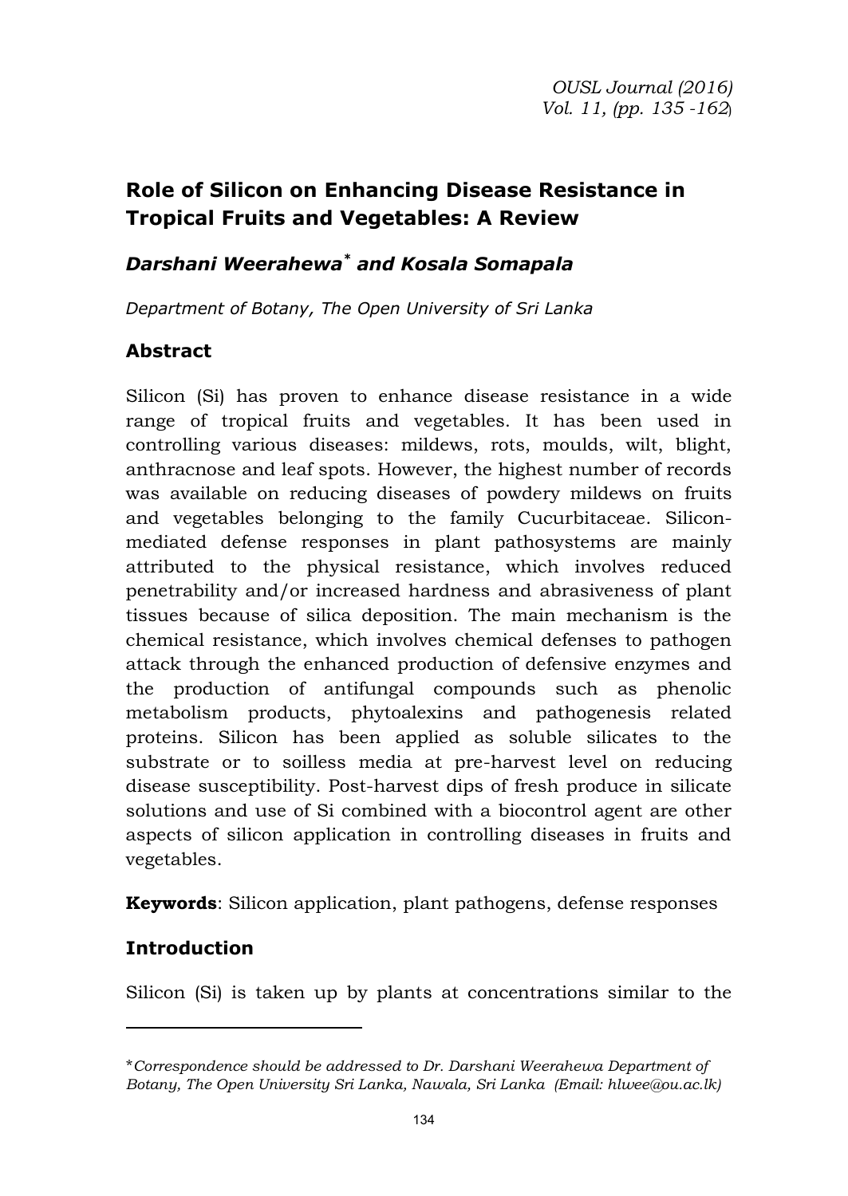# Role of Silicon on Enhancing Disease Resistance in Tropical Fruits and Vegetables: A Review

***Darshani Weerahewa[*] and Kosala Somapala***

*Department of Botany, The Open University of Sri Lanka*

## Abstract

Silicon (Si) has proven to enhance disease resistance in a wide range of tropical fruits and vegetables. It has been used in controlling various diseases: mildews, rots, moulds, wilt, blight, anthracnose and leaf spots. However, the highest number of records was available on reducing diseases of powdery mildews on fruits and vegetables belonging to the family Cucurbitaceae. Silicon-mediated defense responses in plant pathosystems are mainly attributed to the physical resistance, which involves reduced penetrability and/or increased hardness and abrasiveness of plant tissues because of silica deposition. The main mechanism is the chemical resistance, which involves chemical defenses to pathogen attack through the enhanced production of defensive enzymes and the production of antifungal compounds such as phenolic metabolism products, phytoalexins and pathogenesis related proteins. Silicon has been applied as soluble silicates to the substrate or to soilless media at pre-harvest level on reducing disease susceptibility. Post-harvest dips of fresh produce in silicate solutions and use of Si combined with a biocontrol agent are other aspects of silicon application in controlling diseases in fruits and vegetables.

**Keywords**: Silicon application, plant pathogens, defense responses

## Introduction

Silicon (Si) is taken up by plants at concentrations similar to the

---

[*] *Correspondence should be addressed to Dr. Darshani Weerahewa Department of Botany, The Open University Sri Lanka, Nawala, Sri Lanka (Email: hlwee@ou.ac.lk)*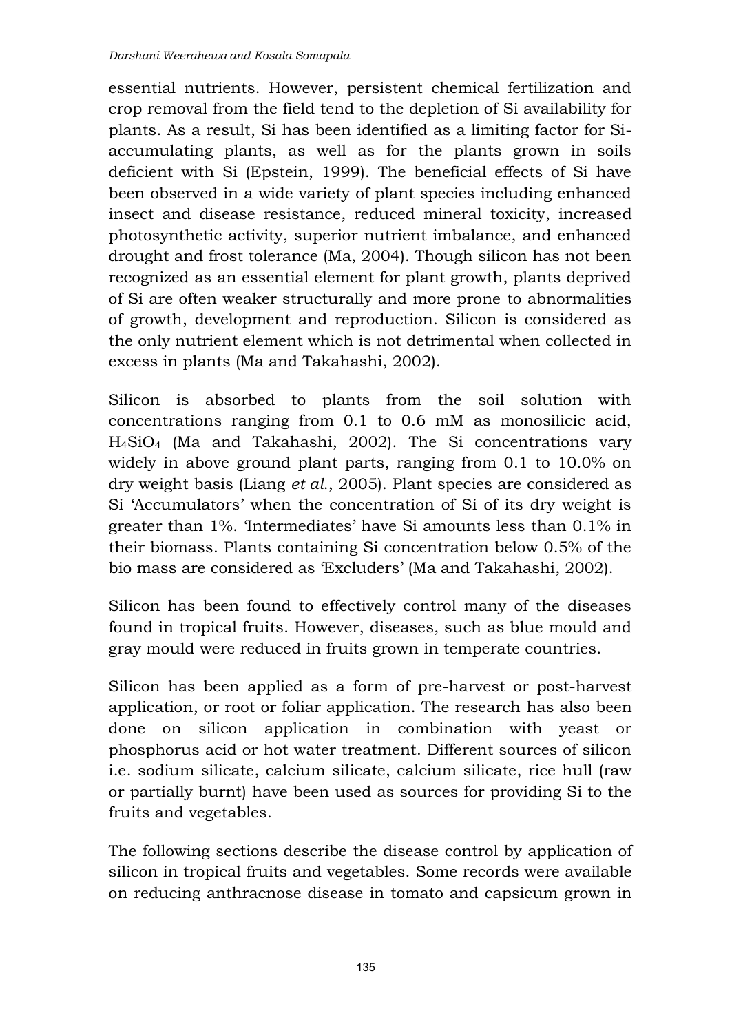essential nutrients. However, persistent chemical fertilization and crop removal from the field tend to the depletion of Si availability for plants. As a result, Si has been identified as a limiting factor for Si-accumulating plants, as well as for the plants grown in soils deficient with Si (Epstein, 1999). The beneficial effects of Si have been observed in a wide variety of plant species including enhanced insect and disease resistance, reduced mineral toxicity, increased photosynthetic activity, superior nutrient imbalance, and enhanced drought and frost tolerance (Ma, 2004). Though silicon has not been recognized as an essential element for plant growth, plants deprived of Si are often weaker structurally and more prone to abnormalities of growth, development and reproduction. Silicon is considered as the only nutrient element which is not detrimental when collected in excess in plants (Ma and Takahashi, 2002).

Silicon is absorbed to plants from the soil solution with concentrations ranging from 0.1 to 0.6 mM as monosilicic acid, $H_4SiO_4$ (Ma and Takahashi, 2002). The Si concentrations vary widely in above ground plant parts, ranging from 0.1 to 10.0% on dry weight basis (Liang *et al*., 2005). Plant species are considered as Si 'Accumulators' when the concentration of Si of its dry weight is greater than 1%. 'Intermediates' have Si amounts less than 0.1% in their biomass. Plants containing Si concentration below 0.5% of the bio mass are considered as 'Excluders' (Ma and Takahashi, 2002).

Silicon has been found to effectively control many of the diseases found in tropical fruits. However, diseases, such as blue mould and gray mould were reduced in fruits grown in temperate countries.

Silicon has been applied as a form of pre-harvest or post-harvest application, or root or foliar application. The research has also been done on silicon application in combination with yeast or phosphorus acid or hot water treatment. Different sources of silicon i.e. sodium silicate, calcium silicate, calcium silicate, rice hull (raw or partially burnt) have been used as sources for providing Si to the fruits and vegetables.

The following sections describe the disease control by application of silicon in tropical fruits and vegetables. Some records were available on reducing anthracnose disease in tomato and capsicum grown in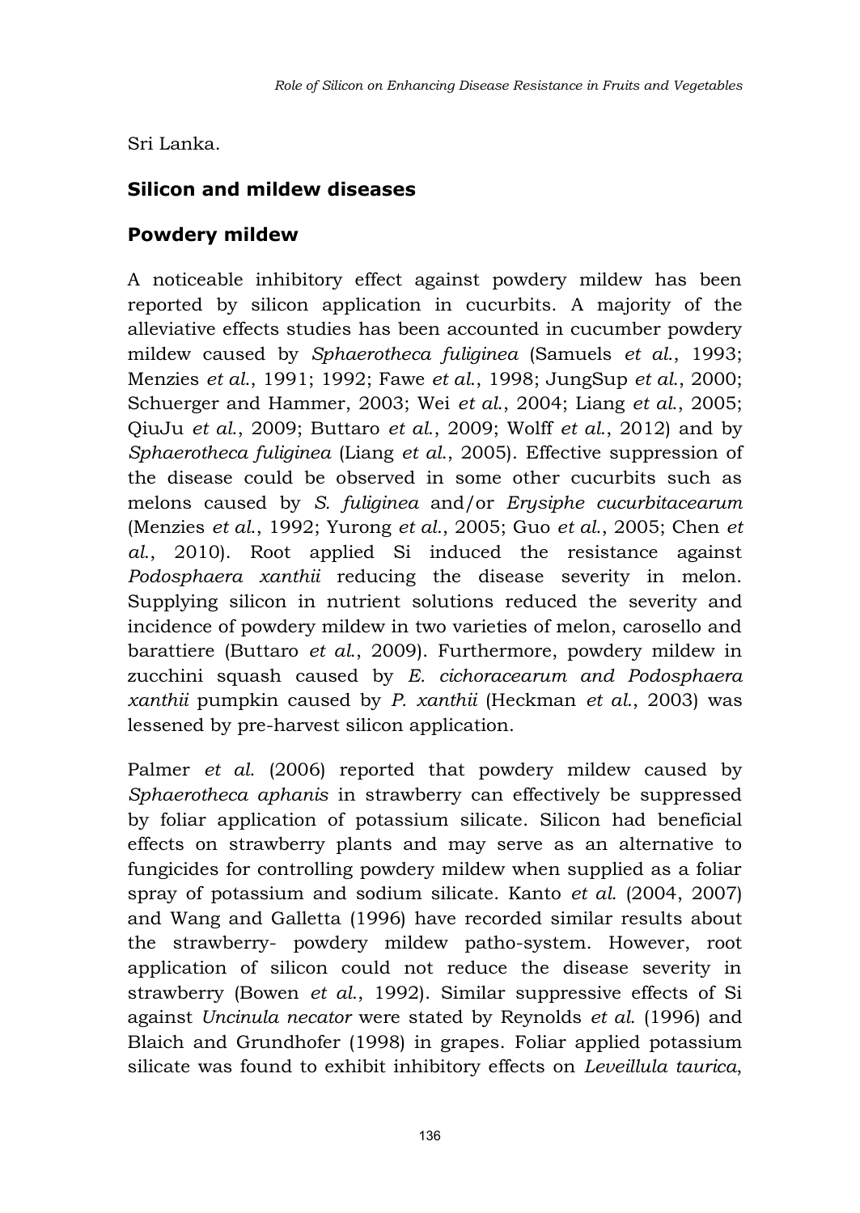Sri Lanka.

## Silicon and mildew diseases

### Powdery mildew

A noticeable inhibitory effect against powdery mildew has been reported by silicon application in cucurbits. A majority of the alleviative effects studies has been accounted in cucumber powdery mildew caused by *Sphaerotheca fuliginea* (Samuels *et al.*, 1993; Menzies *et al.*, 1991; 1992; Fawe *et al.*, 1998; JungSup *et al.*, 2000; Schuerger and Hammer, 2003; Wei *et al.*, 2004; Liang *et al.*, 2005; QiuJu *et al.*, 2009; Buttaro *et al.*, 2009; Wolff *et al.*, 2012) and by *Sphaerotheca fuliginea* (Liang *et al.*, 2005). Effective suppression of the disease could be observed in some other cucurbits such as melons caused by *S. fuliginea* and/or *Erysiphe cucurbitacearum* (Menzies *et al.*, 1992; Yurong *et al.*, 2005; Guo *et al.*, 2005; Chen *et al.*, 2010). Root applied Si induced the resistance against *Podosphaera xanthii* reducing the disease severity in melon. Supplying silicon in nutrient solutions reduced the severity and incidence of powdery mildew in two varieties of melon, carosello and barattiere (Buttaro *et al.*, 2009). Furthermore, powdery mildew in zucchini squash caused by *E. cichoracearum and Podosphaera xanthii* pumpkin caused by *P. xanthii* (Heckman *et al.*, 2003) was lessened by pre-harvest silicon application.

Palmer *et al.* (2006) reported that powdery mildew caused by *Sphaerotheca aphanis* in strawberry can effectively be suppressed by foliar application of potassium silicate. Silicon had beneficial effects on strawberry plants and may serve as an alternative to fungicides for controlling powdery mildew when supplied as a foliar spray of potassium and sodium silicate. Kanto *et al.* (2004, 2007) and Wang and Galletta (1996) have recorded similar results about the strawberry- powdery mildew patho-system. However, root application of silicon could not reduce the disease severity in strawberry (Bowen *et al.*, 1992). Similar suppressive effects of Si against *Uncinula necator* were stated by Reynolds *et al.* (1996) and Blaich and Grundhofer (1998) in grapes. Foliar applied potassium silicate was found to exhibit inhibitory effects on *Leveillula taurica*,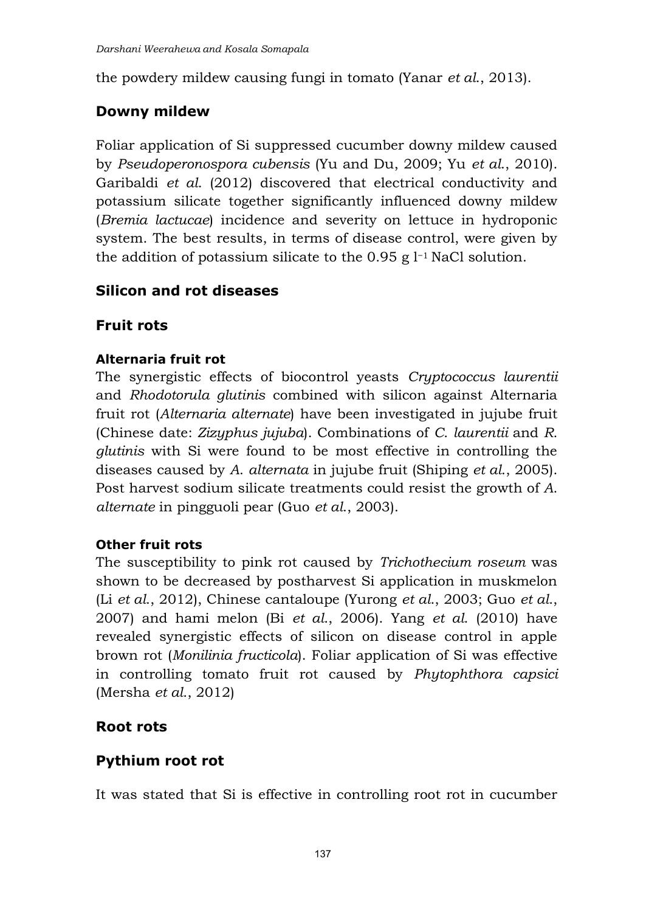the powdery mildew causing fungi in tomato (Yanar *et al.*, 2013).

## Downy mildew

Foliar application of Si suppressed cucumber downy mildew caused by *Pseudoperonospora cubensis* (Yu and Du, 2009; Yu *et al.*, 2010). Garibaldi *et al.* (2012) discovered that electrical conductivity and potassium silicate together significantly influenced downy mildew (*Bremia lactucae*) incidence and severity on lettuce in hydroponic system. The best results, in terms of disease control, were given by the addition of potassium silicate to the 0.95 g $l^{-1}$ NaCl solution.

## Silicon and rot diseases

## Fruit rots

### Alternaria fruit rot

The synergistic effects of biocontrol yeasts *Cryptococcus laurentii* and *Rhodotorula glutinis* combined with silicon against Alternaria fruit rot (*Alternaria alternate*) have been investigated in jujube fruit (Chinese date: *Zizyphus jujuba*). Combinations of *C. laurentii* and *R. glutinis* with Si were found to be most effective in controlling the diseases caused by *A. alternata* in jujube fruit (Shiping *et al.*, 2005). Post harvest sodium silicate treatments could resist the growth of *A. alternate* in pingguoli pear (Guo *et al.*, 2003).

### Other fruit rots

The susceptibility to pink rot caused by *Trichothecium roseum* was shown to be decreased by postharvest Si application in muskmelon (Li *et al.*, 2012), Chinese cantaloupe (Yurong *et al.*, 2003; Guo *et al.*, 2007) and hami melon (Bi *et al.*, 2006). Yang *et al.* (2010) have revealed synergistic effects of silicon on disease control in apple brown rot (*Monilinia fructicola*). Foliar application of Si was effective in controlling tomato fruit rot caused by *Phytophthora capsici* (Mersha *et al.*, 2012)

## Root rots

## Pythium root rot

It was stated that Si is effective in controlling root rot in cucumber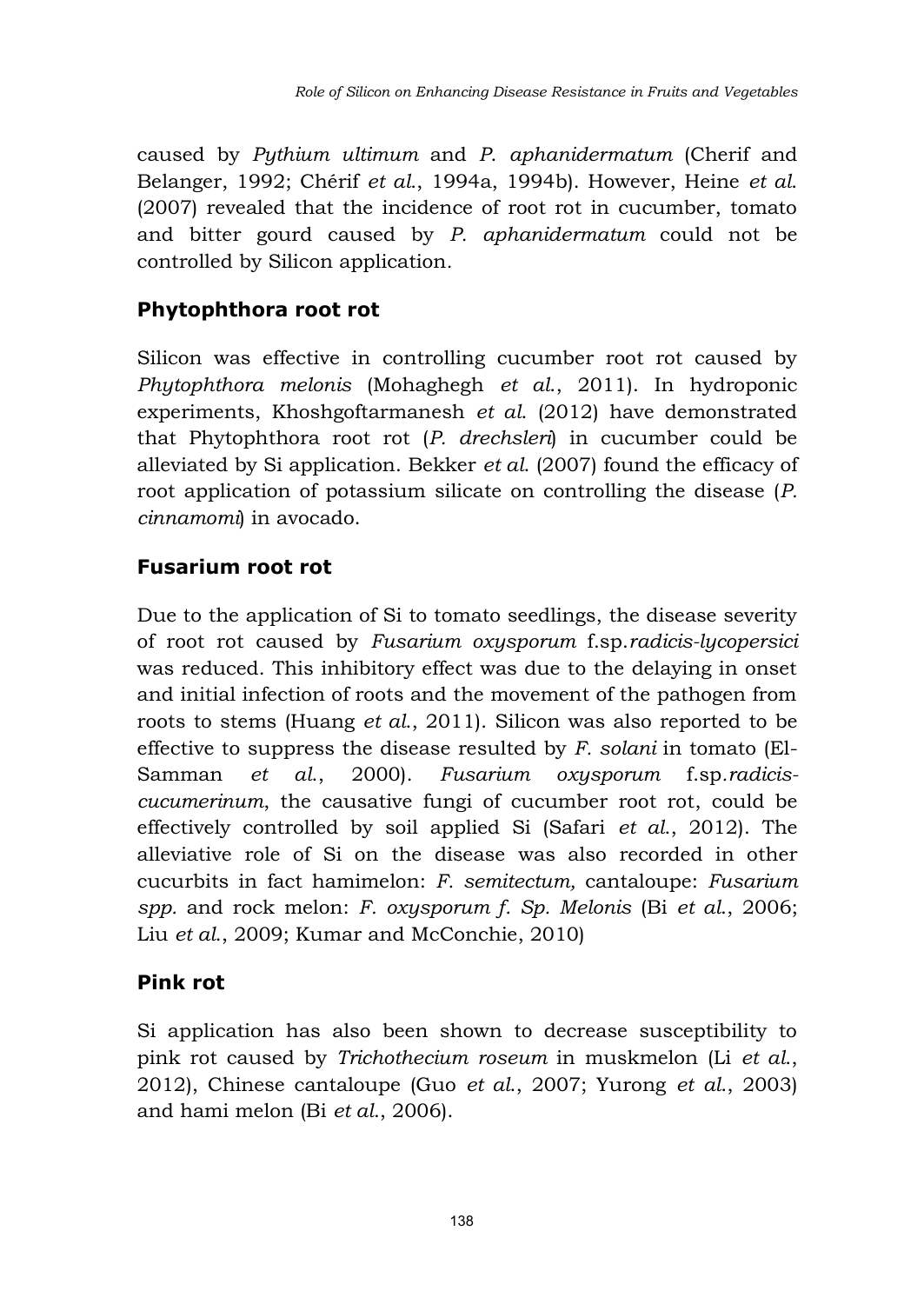caused by *Pythium ultimum* and *P. aphanidermatum* (Cherif and Belanger, 1992; Chérif *et al.*, 1994a, 1994b). However, Heine *et al.* (2007) revealed that the incidence of root rot in cucumber, tomato and bitter gourd caused by *P. aphanidermatum* could not be controlled by Silicon application.

## Phytophthora root rot

Silicon was effective in controlling cucumber root rot caused by *Phytophthora melonis* (Mohaghegh *et al.*, 2011). In hydroponic experiments, Khoshgoftarmanesh *et al.* (2012) have demonstrated that Phytophthora root rot (*P. drechsleri*) in cucumber could be alleviated by Si application. Bekker *et al.* (2007) found the efficacy of root application of potassium silicate on controlling the disease (*P. cinnamomi*) in avocado.

## Fusarium root rot

Due to the application of Si to tomato seedlings, the disease severity of root rot caused by *Fusarium oxysporum* f.sp.*radicis-lycopersici* was reduced. This inhibitory effect was due to the delaying in onset and initial infection of roots and the movement of the pathogen from roots to stems (Huang *et al.*, 2011). Silicon was also reported to be effective to suppress the disease resulted by *F. solani* in tomato (El-Samman *et al.*, 2000). *Fusarium oxysporum* f.sp.*radicis-cucumerinum*, the causative fungi of cucumber root rot, could be effectively controlled by soil applied Si (Safari *et al.*, 2012). The alleviative role of Si on the disease was also recorded in other cucurbits in fact hamimelon: *F. semitectum,* cantaloupe: *Fusarium spp.* and rock melon: *F. oxysporum f. Sp. Melonis* (Bi *et al.*, 2006; Liu *et al.*, 2009; Kumar and McConchie, 2010)

## Pink rot

Si application has also been shown to decrease susceptibility to pink rot caused by *Trichothecium roseum* in muskmelon (Li *et al.*, 2012), Chinese cantaloupe (Guo *et al.*, 2007; Yurong *et al.*, 2003) and hami melon (Bi *et al.*, 2006).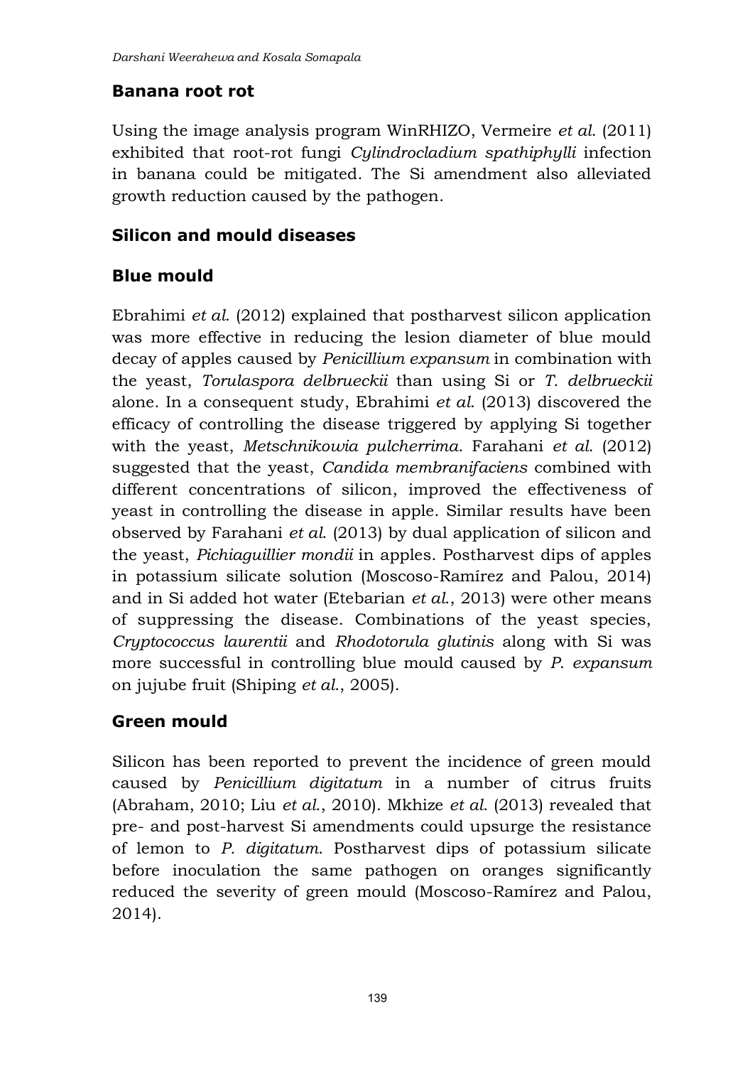## Banana root rot

Using the image analysis program WinRHIZO, Vermeire *et al*. (2011) exhibited that root-rot fungi *Cylindrocladium spathiphylli* infection in banana could be mitigated. The Si amendment also alleviated growth reduction caused by the pathogen.

## Silicon and mould diseases

### Blue mould

Ebrahimi *et al*. (2012) explained that postharvest silicon application was more effective in reducing the lesion diameter of blue mould decay of apples caused by *Penicillium expansum* in combination with the yeast, *Torulaspora delbrueckii* than using Si or *T. delbrueckii* alone. In a consequent study, Ebrahimi *et al*. (2013) discovered the efficacy of controlling the disease triggered by applying Si together with the yeast, *Metschnikowia pulcherrima*. Farahani *et al*. (2012) suggested that the yeast, *Candida membranifaciens* combined with different concentrations of silicon, improved the effectiveness of yeast in controlling the disease in apple. Similar results have been observed by Farahani *et al*. (2013) by dual application of silicon and the yeast, *Pichiaguillier mondii* in apples. Postharvest dips of apples in potassium silicate solution (Moscoso-Ramírez and Palou, 2014) and in Si added hot water (Etebarian *et al*., 2013) were other means of suppressing the disease. Combinations of the yeast species, *Cryptococcus laurentii* and *Rhodotorula glutinis* along with Si was more successful in controlling blue mould caused by *P. expansum* on jujube fruit (Shiping *et al*., 2005).

### Green mould

Silicon has been reported to prevent the incidence of green mould caused by *Penicillium digitatum* in a number of citrus fruits (Abraham, 2010; Liu *et al*., 2010). Mkhize *et al*. (2013) revealed that pre- and post-harvest Si amendments could upsurge the resistance of lemon to *P. digitatum*. Postharvest dips of potassium silicate before inoculation the same pathogen on oranges significantly reduced the severity of green mould (Moscoso-Ramírez and Palou, 2014).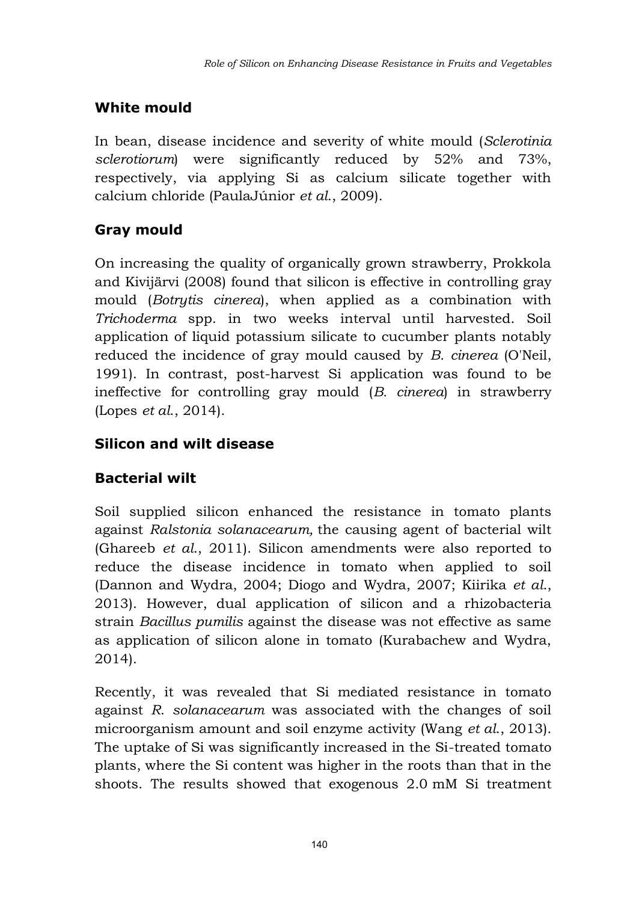## White mould

In bean, disease incidence and severity of white mould (*Sclerotinia sclerotiorum*) were significantly reduced by 52% and 73%, respectively, via applying Si as calcium silicate together with calcium chloride (PaulaJúnior *et al.*, 2009).

## Gray mould

On increasing the quality of organically grown strawberry, Prokkola and Kivijärvi (2008) found that silicon is effective in controlling gray mould (*Botrytis cinerea*), when applied as a combination with *Trichoderma* spp. in two weeks interval until harvested. Soil application of liquid potassium silicate to cucumber plants notably reduced the incidence of gray mould caused by *B. cinerea* (O'Neil, 1991). In contrast, post-harvest Si application was found to be ineffective for controlling gray mould (*B. cinerea*) in strawberry (Lopes *et al.*, 2014).

## Silicon and wilt disease

## Bacterial wilt

Soil supplied silicon enhanced the resistance in tomato plants against *Ralstonia solanacearum,* the causing agent of bacterial wilt (Ghareeb *et al.*, 2011). Silicon amendments were also reported to reduce the disease incidence in tomato when applied to soil (Dannon and Wydra, 2004; Diogo and Wydra, 2007; Kiirika *et al.*, 2013). However, dual application of silicon and a rhizobacteria strain *Bacillus pumilis* against the disease was not effective as same as application of silicon alone in tomato (Kurabachew and Wydra, 2014).

Recently, it was revealed that Si mediated resistance in tomato against *R. solanacearum* was associated with the changes of soil microorganism amount and soil enzyme activity (Wang *et al.*, 2013). The uptake of Si was significantly increased in the Si-treated tomato plants, where the Si content was higher in the roots than that in the shoots. The results showed that exogenous 2.0 mM Si treatment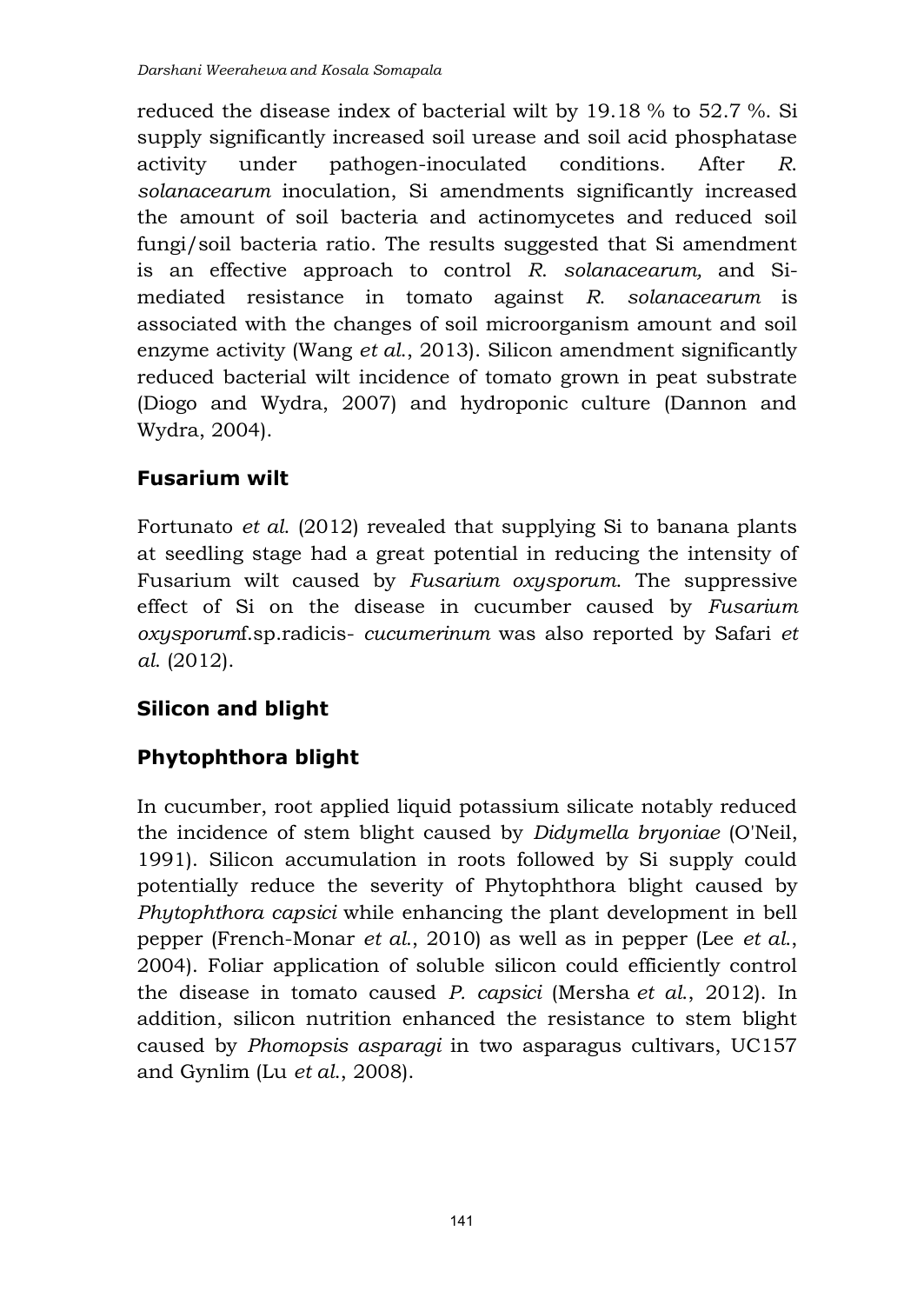reduced the disease index of bacterial wilt by 19.18 % to 52.7 %. Si supply significantly increased soil urease and soil acid phosphatase activity under pathogen-inoculated conditions. After *R. solanacearum* inoculation, Si amendments significantly increased the amount of soil bacteria and actinomycetes and reduced soil fungi/soil bacteria ratio. The results suggested that Si amendment is an effective approach to control *R. solanacearum,* and Si-mediated resistance in tomato against *R. solanacearum* is associated with the changes of soil microorganism amount and soil enzyme activity (Wang *et al.*, 2013). Silicon amendment significantly reduced bacterial wilt incidence of tomato grown in peat substrate (Diogo and Wydra, 2007) and hydroponic culture (Dannon and Wydra, 2004).

### Fusarium wilt

Fortunato *et al.* (2012) revealed that supplying Si to banana plants at seedling stage had a great potential in reducing the intensity of Fusarium wilt caused by *Fusarium oxysporum*. The suppressive effect of Si on the disease in cucumber caused by *Fusarium oxysporum*f.sp.radicis- *cucumerinum* was also reported by Safari *et al.* (2012).

## Silicon and blight

### Phytophthora blight

In cucumber, root applied liquid potassium silicate notably reduced the incidence of stem blight caused by *Didymella bryoniae* (O'Neil, 1991). Silicon accumulation in roots followed by Si supply could potentially reduce the severity of Phytophthora blight caused by *Phytophthora capsici* while enhancing the plant development in bell pepper (French-Monar *et al.*, 2010) as well as in pepper (Lee *et al.*, 2004). Foliar application of soluble silicon could efficiently control the disease in tomato caused *P. capsici* (Mersha *et al.*, 2012). In addition, silicon nutrition enhanced the resistance to stem blight caused by *Phomopsis asparagi* in two asparagus cultivars, UC157 and Gynlim (Lu *et al.*, 2008).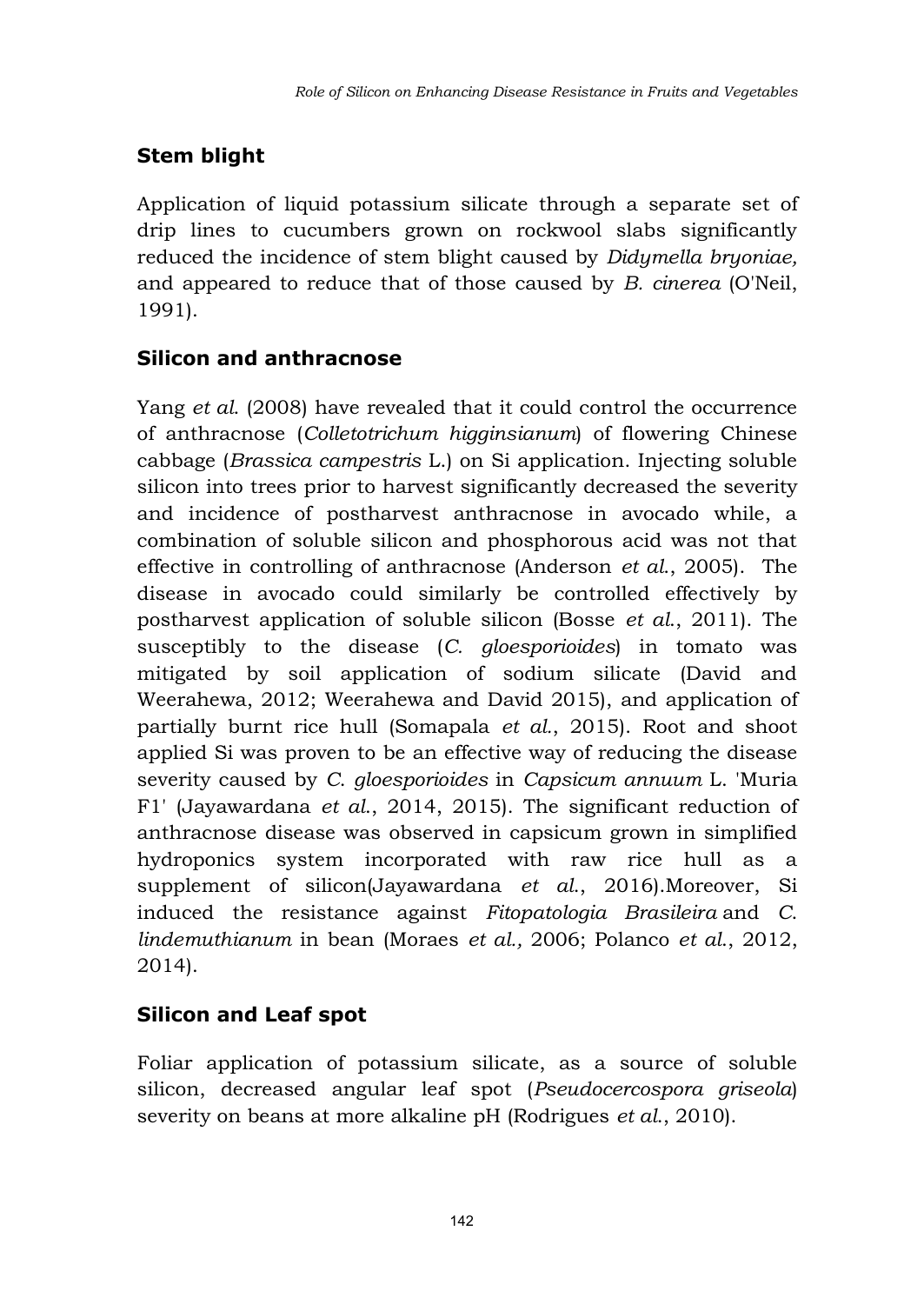## Stem blight

Application of liquid potassium silicate through a separate set of drip lines to cucumbers grown on rockwool slabs significantly reduced the incidence of stem blight caused by *Didymella bryoniae,* and appeared to reduce that of those caused by *B. cinerea* (O'Neil, 1991).

## Silicon and anthracnose

Yang *et al.* (2008) have revealed that it could control the occurrence of anthracnose (*Colletotrichum higginsianum*) of flowering Chinese cabbage (*Brassica campestris* L.) on Si application. Injecting soluble silicon into trees prior to harvest significantly decreased the severity and incidence of postharvest anthracnose in avocado while, a combination of soluble silicon and phosphorous acid was not that effective in controlling of anthracnose (Anderson *et al.*, 2005). The disease in avocado could similarly be controlled effectively by postharvest application of soluble silicon (Bosse *et al.*, 2011). The susceptibly to the disease (*C. gloesporioides*) in tomato was mitigated by soil application of sodium silicate (David and Weerahewa, 2012; Weerahewa and David 2015), and application of partially burnt rice hull (Somapala *et al.*, 2015). Root and shoot applied Si was proven to be an effective way of reducing the disease severity caused by *C. gloesporioides* in *Capsicum annuum* L. 'Muria F1' (Jayawardana *et al.*, 2014, 2015). The significant reduction of anthracnose disease was observed in capsicum grown in simplified hydroponics system incorporated with raw rice hull as a supplement of silicon(Jayawardana *et al.*, 2016).Moreover, Si induced the resistance against *Fitopatologia Brasileira* and *C. lindemuthianum* in bean (Moraes *et al.,* 2006; Polanco *et al.*, 2012, 2014).

## Silicon and Leaf spot

Foliar application of potassium silicate, as a source of soluble silicon, decreased angular leaf spot (*Pseudocercospora griseola*) severity on beans at more alkaline pH (Rodrigues *et al.*, 2010).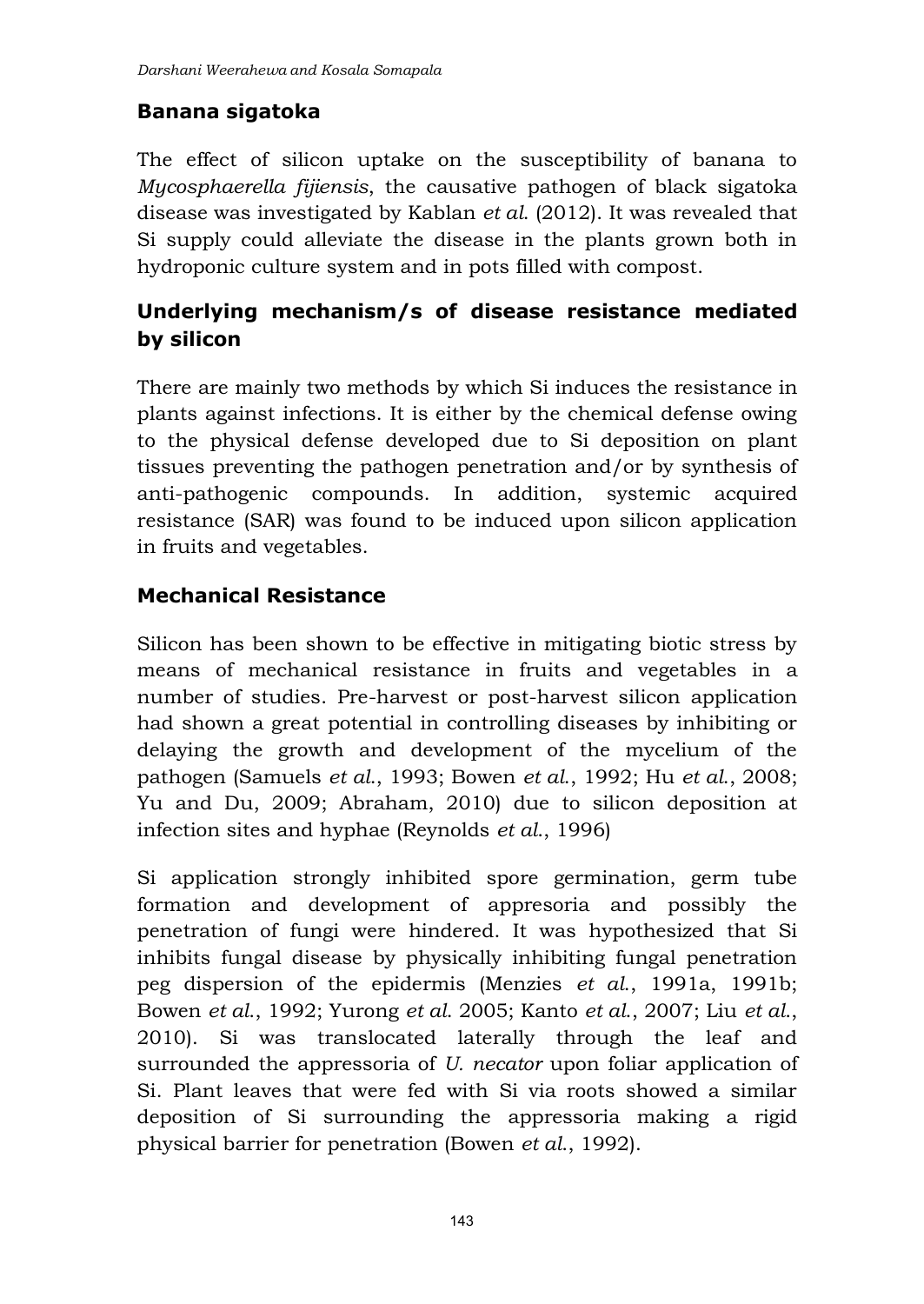## Banana sigatoka

The effect of silicon uptake on the susceptibility of banana to *Mycosphaerella fijiensis*, the causative pathogen of black sigatoka disease was investigated by Kablan *et al.* (2012). It was revealed that Si supply could alleviate the disease in the plants grown both in hydroponic culture system and in pots filled with compost.

## Underlying mechanism/s of disease resistance mediated by silicon

There are mainly two methods by which Si induces the resistance in plants against infections. It is either by the chemical defense owing to the physical defense developed due to Si deposition on plant tissues preventing the pathogen penetration and/or by synthesis of anti-pathogenic compounds. In addition, systemic acquired resistance (SAR) was found to be induced upon silicon application in fruits and vegetables.

## Mechanical Resistance

Silicon has been shown to be effective in mitigating biotic stress by means of mechanical resistance in fruits and vegetables in a number of studies. Pre-harvest or post-harvest silicon application had shown a great potential in controlling diseases by inhibiting or delaying the growth and development of the mycelium of the pathogen (Samuels *et al.*, 1993; Bowen *et al.*, 1992; Hu *et al.*, 2008; Yu and Du, 2009; Abraham, 2010) due to silicon deposition at infection sites and hyphae (Reynolds *et al.*, 1996)

Si application strongly inhibited spore germination, germ tube formation and development of appresoria and possibly the penetration of fungi were hindered. It was hypothesized that Si inhibits fungal disease by physically inhibiting fungal penetration peg dispersion of the epidermis (Menzies *et al.*, 1991a, 1991b; Bowen *et al.*, 1992; Yurong *et al.* 2005; Kanto *et al.*, 2007; Liu *et al.*, 2010). Si was translocated laterally through the leaf and surrounded the appressoria of *U. necator* upon foliar application of Si. Plant leaves that were fed with Si via roots showed a similar deposition of Si surrounding the appressoria making a rigid physical barrier for penetration (Bowen *et al.*, 1992).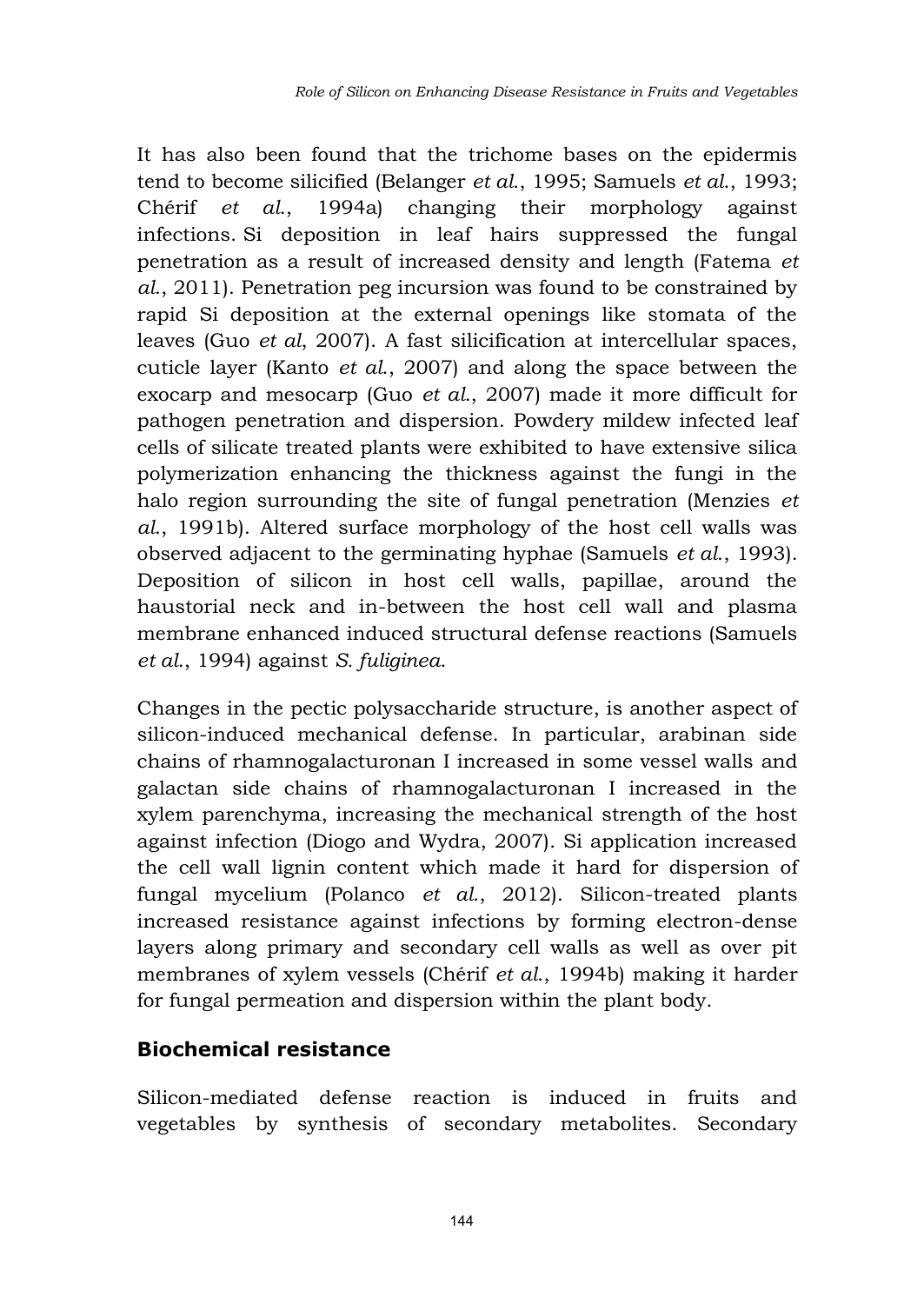It has also been found that the trichome bases on the epidermis tend to become silicified (Belanger *et al.*, 1995; Samuels *et al.*, 1993; Chérif *et al.*, 1994a) changing their morphology against infections. Si deposition in leaf hairs suppressed the fungal penetration as a result of increased density and length (Fatema *et al.*, 2011). Penetration peg incursion was found to be constrained by rapid Si deposition at the external openings like stomata of the leaves (Guo *et al*, 2007). A fast silicification at intercellular spaces, cuticle layer (Kanto *et al.*, 2007) and along the space between the exocarp and mesocarp (Guo *et al.*, 2007) made it more difficult for pathogen penetration and dispersion. Powdery mildew infected leaf cells of silicate treated plants were exhibited to have extensive silica polymerization enhancing the thickness against the fungi in the halo region surrounding the site of fungal penetration (Menzies *et al.*, 1991b). Altered surface morphology of the host cell walls was observed adjacent to the germinating hyphae (Samuels *et al.*, 1993). Deposition of silicon in host cell walls, papillae, around the haustorial neck and in-between the host cell wall and plasma membrane enhanced induced structural defense reactions (Samuels *et al.*, 1994) against *S. fuliginea*.

Changes in the pectic polysaccharide structure, is another aspect of silicon-induced mechanical defense. In particular, arabinan side chains of rhamnogalacturonan I increased in some vessel walls and galactan side chains of rhamnogalacturonan I increased in the xylem parenchyma, increasing the mechanical strength of the host against infection (Diogo and Wydra, 2007). Si application increased the cell wall lignin content which made it hard for dispersion of fungal mycelium (Polanco *et al.*, 2012). Silicon-treated plants increased resistance against infections by forming electron-dense layers along primary and secondary cell walls as well as over pit membranes of xylem vessels (Chérif *et al.*, 1994b) making it harder for fungal permeation and dispersion within the plant body.

## Biochemical resistance

Silicon-mediated defense reaction is induced in fruits and vegetables by synthesis of secondary metabolites. Secondary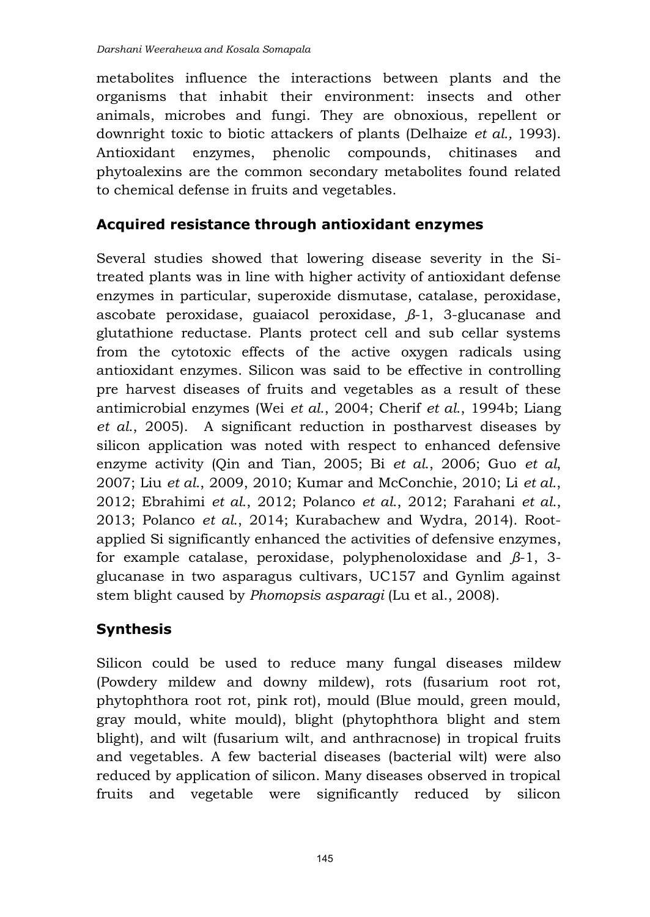metabolites influence the interactions between plants and the organisms that inhabit their environment: insects and other animals, microbes and fungi. They are obnoxious, repellent or downright toxic to biotic attackers of plants (Delhaize *et al.,* 1993). Antioxidant enzymes, phenolic compounds, chitinases and phytoalexins are the common secondary metabolites found related to chemical defense in fruits and vegetables.

## Acquired resistance through antioxidant enzymes

Several studies showed that lowering disease severity in the Si-treated plants was in line with higher activity of antioxidant defense enzymes in particular, superoxide dismutase, catalase, peroxidase, ascobate peroxidase, guaiacol peroxidase, $\beta$-1, 3-glucanase and glutathione reductase. Plants protect cell and sub cellar systems from the cytotoxic effects of the active oxygen radicals using antioxidant enzymes. Silicon was said to be effective in controlling pre harvest diseases of fruits and vegetables as a result of these antimicrobial enzymes (Wei *et al.*, 2004; Cherif *et al.*, 1994b; Liang *et al.*, 2005). A significant reduction in postharvest diseases by silicon application was noted with respect to enhanced defensive enzyme activity (Qin and Tian, 2005; Bi *et al.*, 2006; Guo *et al*, 2007; Liu *et al.*, 2009, 2010; Kumar and McConchie, 2010; Li *et al.*, 2012; Ebrahimi *et al.*, 2012; Polanco *et al.*, 2012; Farahani *et al.*, 2013; Polanco *et al.*, 2014; Kurabachew and Wydra, 2014). Root-applied Si significantly enhanced the activities of defensive enzymes, for example catalase, peroxidase, polyphenoloxidase and $\beta$-1, 3-glucanase in two asparagus cultivars, UC157 and Gynlim against stem blight caused by *Phomopsis asparagi* (Lu et al., 2008).

## Synthesis

Silicon could be used to reduce many fungal diseases mildew (Powdery mildew and downy mildew), rots (fusarium root rot, phytophthora root rot, pink rot), mould (Blue mould, green mould, gray mould, white mould), blight (phytophthora blight and stem blight), and wilt (fusarium wilt, and anthracnose) in tropical fruits and vegetables. A few bacterial diseases (bacterial wilt) were also reduced by application of silicon. Many diseases observed in tropical fruits and vegetable were significantly reduced by silicon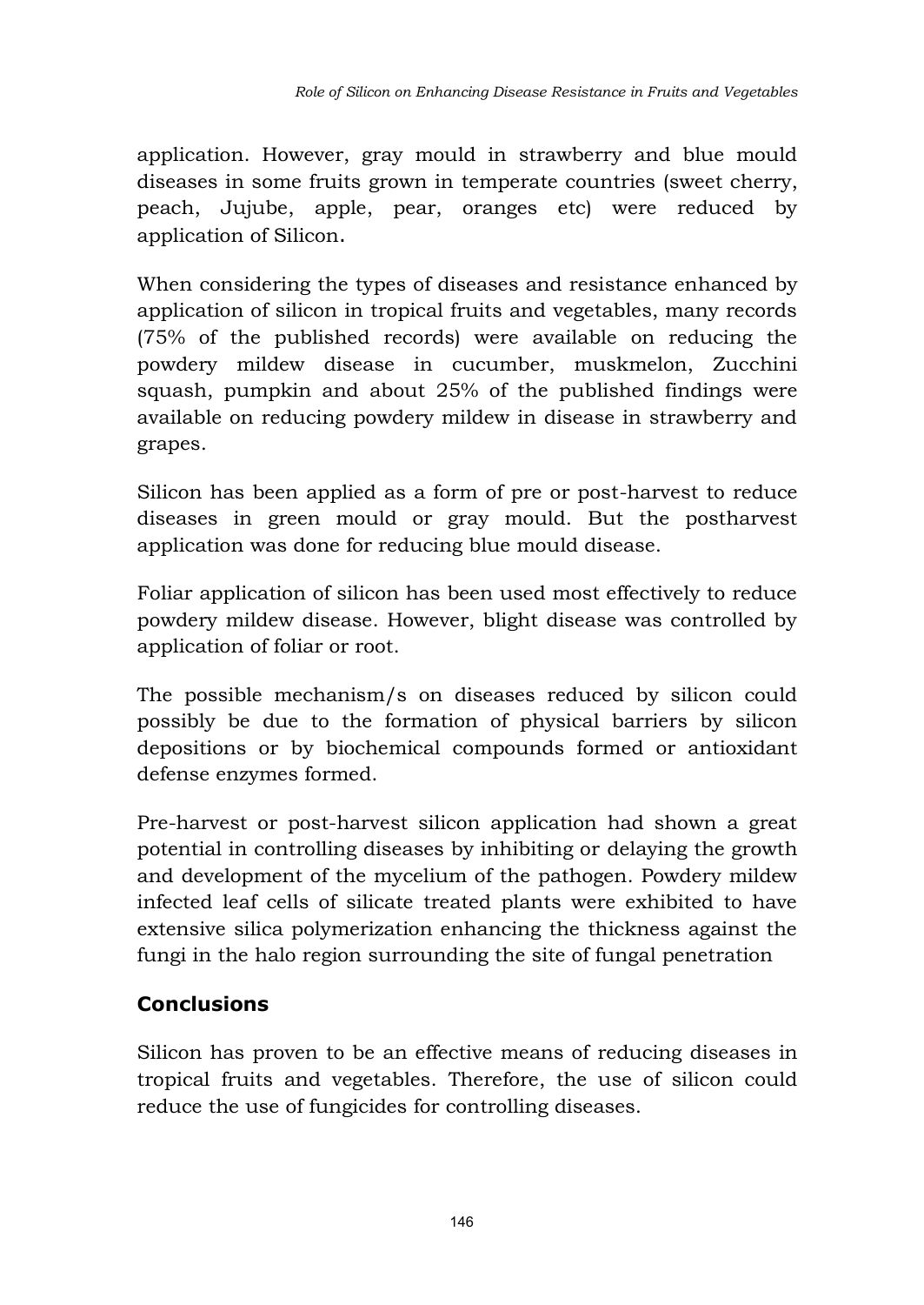application. However, gray mould in strawberry and blue mould diseases in some fruits grown in temperate countries (sweet cherry, peach, Jujube, apple, pear, oranges etc) were reduced by application of Silicon.

When considering the types of diseases and resistance enhanced by application of silicon in tropical fruits and vegetables, many records (75% of the published records) were available on reducing the powdery mildew disease in cucumber, muskmelon, Zucchini squash, pumpkin and about 25% of the published findings were available on reducing powdery mildew in disease in strawberry and grapes.

Silicon has been applied as a form of pre or post-harvest to reduce diseases in green mould or gray mould. But the postharvest application was done for reducing blue mould disease.

Foliar application of silicon has been used most effectively to reduce powdery mildew disease. However, blight disease was controlled by application of foliar or root.

The possible mechanism/s on diseases reduced by silicon could possibly be due to the formation of physical barriers by silicon depositions or by biochemical compounds formed or antioxidant defense enzymes formed.

Pre-harvest or post-harvest silicon application had shown a great potential in controlling diseases by inhibiting or delaying the growth and development of the mycelium of the pathogen. Powdery mildew infected leaf cells of silicate treated plants were exhibited to have extensive silica polymerization enhancing the thickness against the fungi in the halo region surrounding the site of fungal penetration

## Conclusions

Silicon has proven to be an effective means of reducing diseases in tropical fruits and vegetables. Therefore, the use of silicon could reduce the use of fungicides for controlling diseases.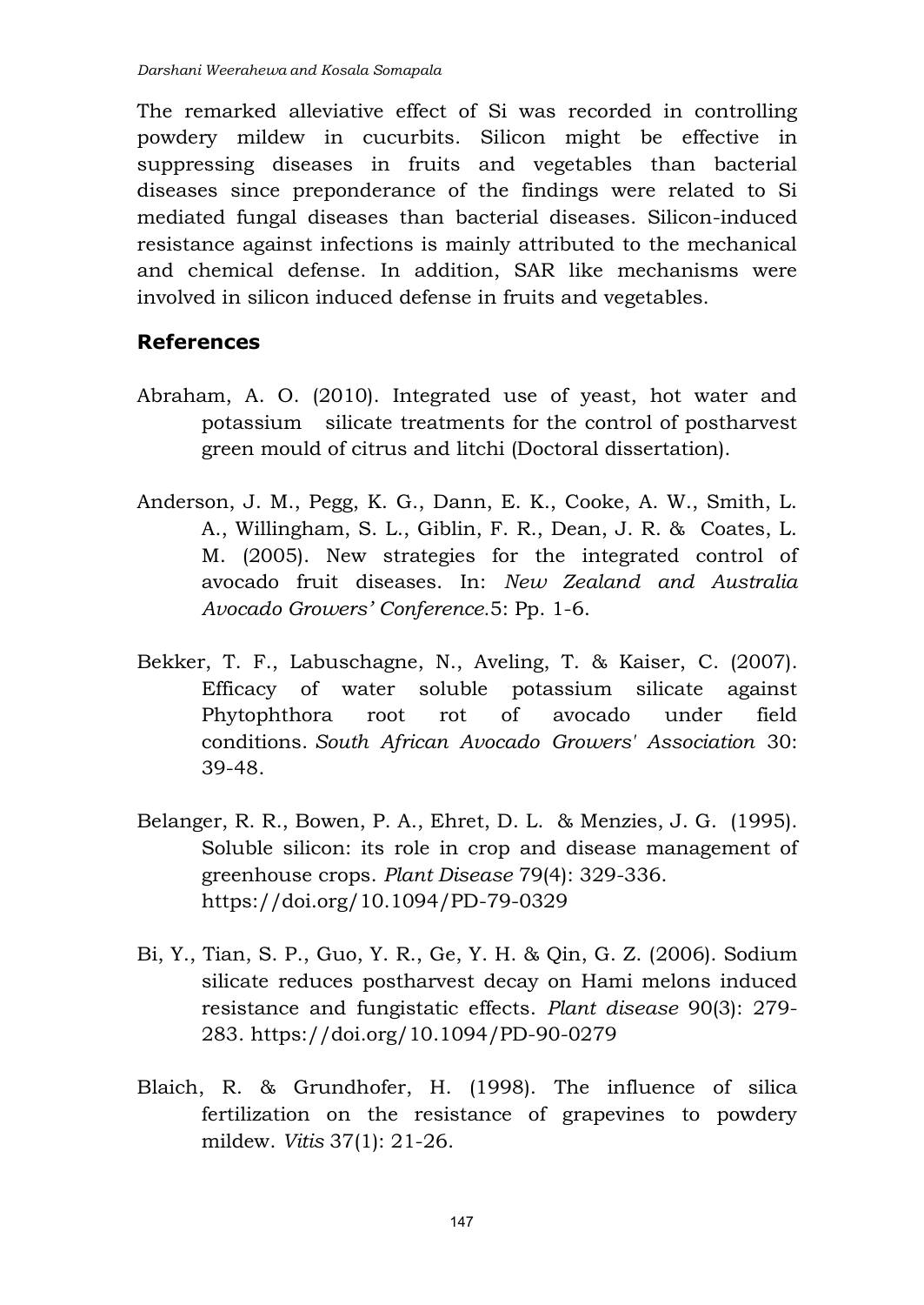The remarked alleviative effect of Si was recorded in controlling powdery mildew in cucurbits. Silicon might be effective in suppressing diseases in fruits and vegetables than bacterial diseases since preponderance of the findings were related to Si mediated fungal diseases than bacterial diseases. Silicon-induced resistance against infections is mainly attributed to the mechanical and chemical defense. In addition, SAR like mechanisms were involved in silicon induced defense in fruits and vegetables.

## References

Abraham, A. O. (2010). Integrated use of yeast, hot water and potassium silicate treatments for the control of postharvest green mould of citrus and litchi (Doctoral dissertation).

Anderson, J. M., Pegg, K. G., Dann, E. K., Cooke, A. W., Smith, L. A., Willingham, S. L., Giblin, F. R., Dean, J. R. & Coates, L. M. (2005). New strategies for the integrated control of avocado fruit diseases. In: *New Zealand and Australia Avocado Growers' Conference.*5: Pp. 1-6.

Bekker, T. F., Labuschagne, N., Aveling, T. & Kaiser, C. (2007). Efficacy of water soluble potassium silicate against Phytophthora root rot of avocado under field conditions. *South African Avocado Growers' Association* 30: 39-48.

Belanger, R. R., Bowen, P. A., Ehret, D. L. & Menzies, J. G. (1995). Soluble silicon: its role in crop and disease management of greenhouse crops. *Plant Disease* 79(4): 329-336. https://doi.org/10.1094/PD-79-0329

Bi, Y., Tian, S. P., Guo, Y. R., Ge, Y. H. & Qin, G. Z. (2006). Sodium silicate reduces postharvest decay on Hami melons induced resistance and fungistatic effects. *Plant disease* 90(3): 279-283. https://doi.org/10.1094/PD-90-0279

Blaich, R. & Grundhofer, H. (1998). The influence of silica fertilization on the resistance of grapevines to powdery mildew. *Vitis* 37(1): 21-26.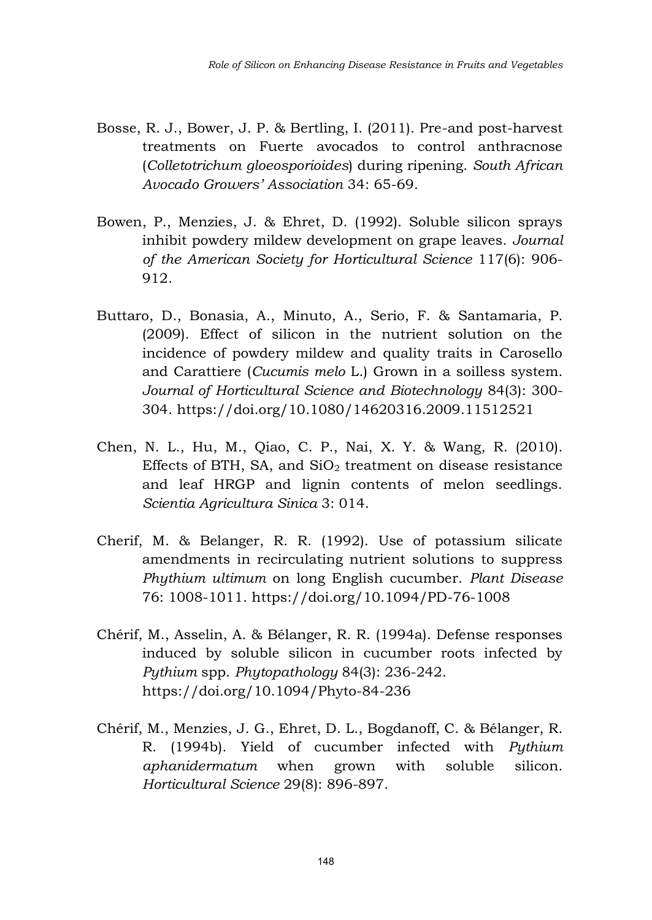Bosse, R. J., Bower, J. P. & Bertling, I. (2011). Pre-and post-harvest treatments on Fuerte avocados to control anthracnose (*Colletotrichum gloeosporioides*) during ripening. *South African Avocado Growers' Association* 34: 65-69.

Bowen, P., Menzies, J. & Ehret, D. (1992). Soluble silicon sprays inhibit powdery mildew development on grape leaves. *Journal of the American Society for Horticultural Science* 117(6): 906-912.

Buttaro, D., Bonasia, A., Minuto, A., Serio, F. & Santamaria, P. (2009). Effect of silicon in the nutrient solution on the incidence of powdery mildew and quality traits in Carosello and Carattiere (*Cucumis melo* L.) Grown in a soilless system. *Journal of Horticultural Science and Biotechnology* 84(3): 300-304. https://doi.org/10.1080/14620316.2009.11512521

Chen, N. L., Hu, M., Qiao, C. P., Nai, X. Y. & Wang, R. (2010). Effects of BTH, SA, and $SiO_2$ treatment on disease resistance and leaf HRGP and lignin contents of melon seedlings. *Scientia Agricultura Sinica* 3: 014.

Cherif, M. & Belanger, R. R. (1992). Use of potassium silicate amendments in recirculating nutrient solutions to suppress *Phythium ultimum* on long English cucumber. *Plant Disease* 76: 1008-1011. https://doi.org/10.1094/PD-76-1008

Chérif, M., Asselin, A. & Bélanger, R. R. (1994a). Defense responses induced by soluble silicon in cucumber roots infected by *Pythium* spp. *Phytopathology* 84(3): 236-242. https://doi.org/10.1094/Phyto-84-236

Chérif, M., Menzies, J. G., Ehret, D. L., Bogdanoff, C. & Bélanger, R. R. (1994b). Yield of cucumber infected with *Pythium aphanidermatum* when grown with soluble silicon. *Horticultural Science* 29(8): 896-897.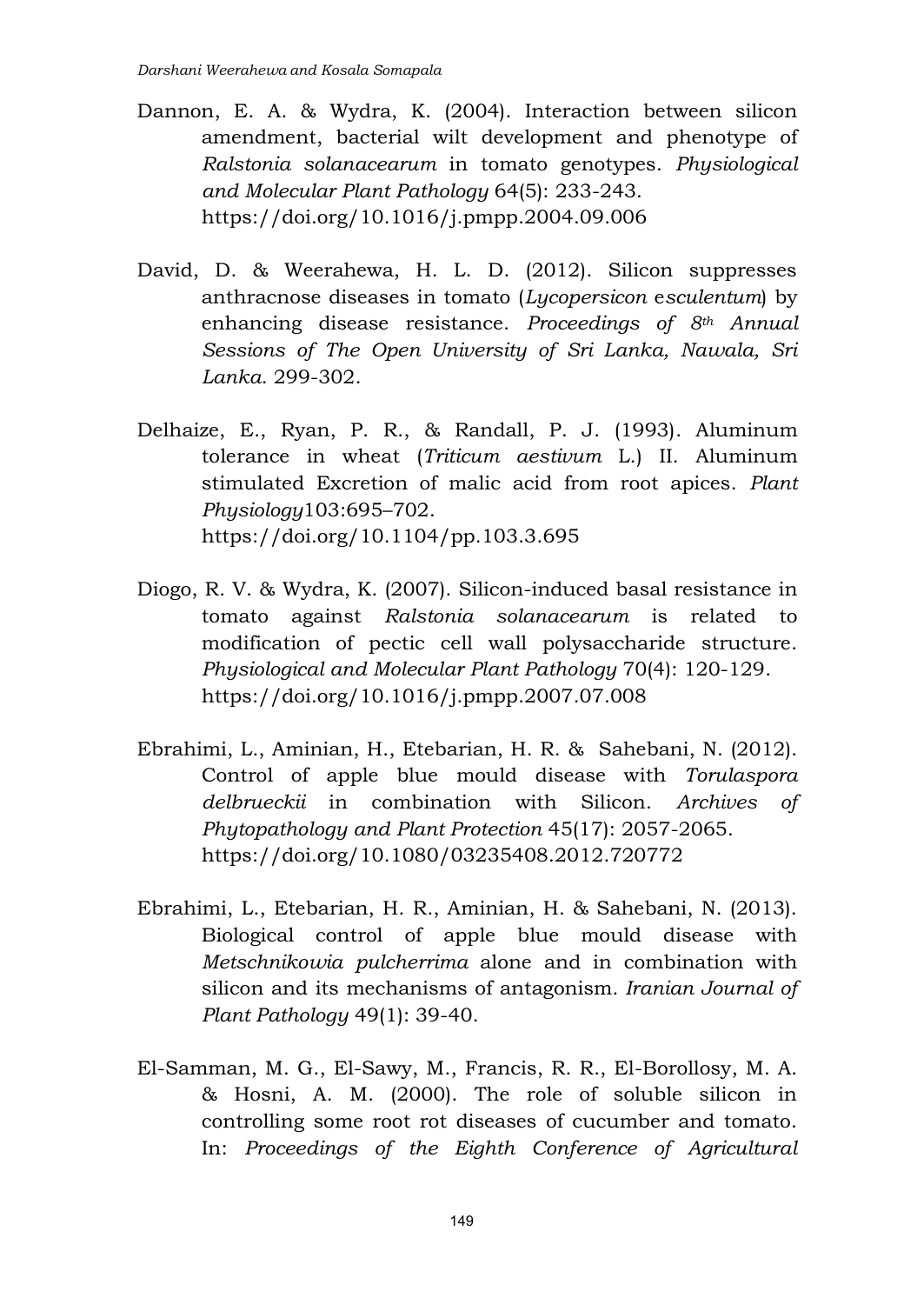Dannon, E. A. & Wydra, K. (2004). Interaction between silicon amendment, bacterial wilt development and phenotype of *Ralstonia solanacearum* in tomato genotypes. *Physiological and Molecular Plant Pathology* 64(5): 233-243. https://doi.org/10.1016/j.pmpp.2004.09.006

David, D. & Weerahewa, H. L. D. (2012). Silicon suppresses anthracnose diseases in tomato (*Lycopersicon esculentum*) by enhancing disease resistance. *Proceedings of 8th Annual Sessions of The Open University of Sri Lanka, Nawala, Sri Lanka*. 299-302.

Delhaize, E., Ryan, P. R., & Randall, P. J. (1993). Aluminum tolerance in wheat (*Triticum aestivum* L.) II. Aluminum stimulated Excretion of malic acid from root apices. *Plant Physiology*103:695–702. https://doi.org/10.1104/pp.103.3.695

Diogo, R. V. & Wydra, K. (2007). Silicon-induced basal resistance in tomato against *Ralstonia solanacearum* is related to modification of pectic cell wall polysaccharide structure. *Physiological and Molecular Plant Pathology* 70(4): 120-129. https://doi.org/10.1016/j.pmpp.2007.07.008

Ebrahimi, L., Aminian, H., Etebarian, H. R. & Sahebani, N. (2012). Control of apple blue mould disease with *Torulaspora delbrueckii* in combination with Silicon. *Archives of Phytopathology and Plant Protection* 45(17): 2057-2065. https://doi.org/10.1080/03235408.2012.720772

Ebrahimi, L., Etebarian, H. R., Aminian, H. & Sahebani, N. (2013). Biological control of apple blue mould disease with *Metschnikowia pulcherrima* alone and in combination with silicon and its mechanisms of antagonism. *Iranian Journal of Plant Pathology* 49(1): 39-40.

El-Samman, M. G., El-Sawy, M., Francis, R. R., El-Borollosy, M. A. & Hosni, A. M. (2000). The role of soluble silicon in controlling some root rot diseases of cucumber and tomato. In: *Proceedings of the Eighth Conference of Agricultural*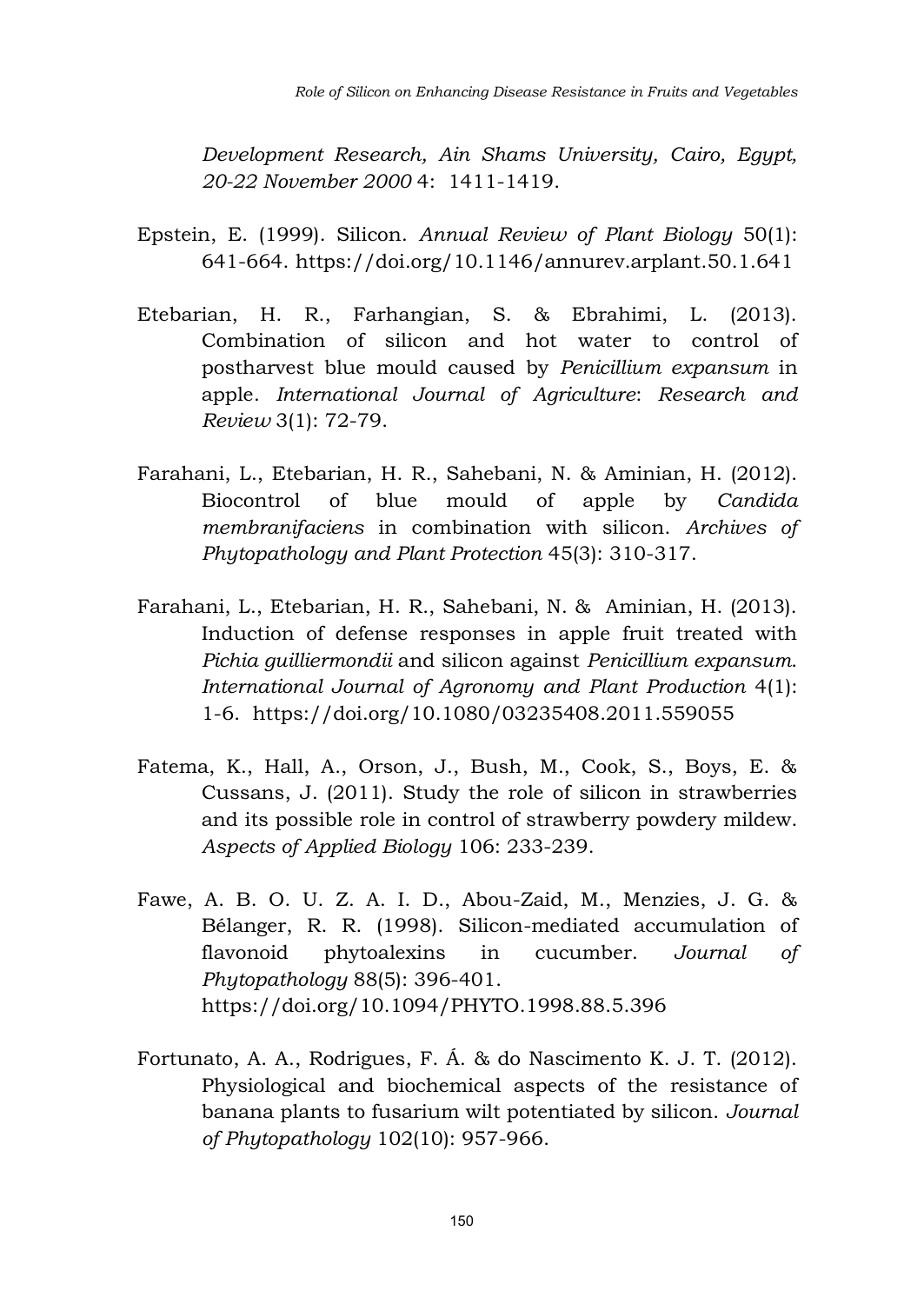*Development Research, Ain Shams University, Cairo, Egypt, 20-22 November 2000* 4: 1411-1419.

Epstein, E. (1999). Silicon. *Annual Review of Plant Biology* 50(1): 641-664. https://doi.org/10.1146/annurev.arplant.50.1.641

Etebarian, H. R., Farhangian, S. & Ebrahimi, L. (2013). Combination of silicon and hot water to control of postharvest blue mould caused by *Penicillium expansum* in apple. *International Journal of Agriculture*: *Research and Review* 3(1): 72-79.

Farahani, L., Etebarian, H. R., Sahebani, N. & Aminian, H. (2012). Biocontrol of blue mould of apple by *Candida membranifaciens* in combination with silicon. *Archives of Phytopathology and Plant Protection* 45(3): 310-317.

Farahani, L., Etebarian, H. R., Sahebani, N. & Aminian, H. (2013). Induction of defense responses in apple fruit treated with *Pichia guilliermondii* and silicon against *Penicillium expansum*. *International Journal of Agronomy and Plant Production* 4(1): 1-6. https://doi.org/10.1080/03235408.2011.559055

Fatema, K., Hall, A., Orson, J., Bush, M., Cook, S., Boys, E. & Cussans, J. (2011). Study the role of silicon in strawberries and its possible role in control of strawberry powdery mildew. *Aspects of Applied Biology* 106: 233-239.

Fawe, A. B. O. U. Z. A. I. D., Abou-Zaid, M., Menzies, J. G. & Bélanger, R. R. (1998). Silicon-mediated accumulation of flavonoid phytoalexins in cucumber. *Journal of Phytopathology* 88(5): 396-401. https://doi.org/10.1094/PHYTO.1998.88.5.396

Fortunato, A. A., Rodrigues, F. Á. & do Nascimento K. J. T. (2012). Physiological and biochemical aspects of the resistance of banana plants to fusarium wilt potentiated by silicon. *Journal of Phytopathology* 102(10): 957-966.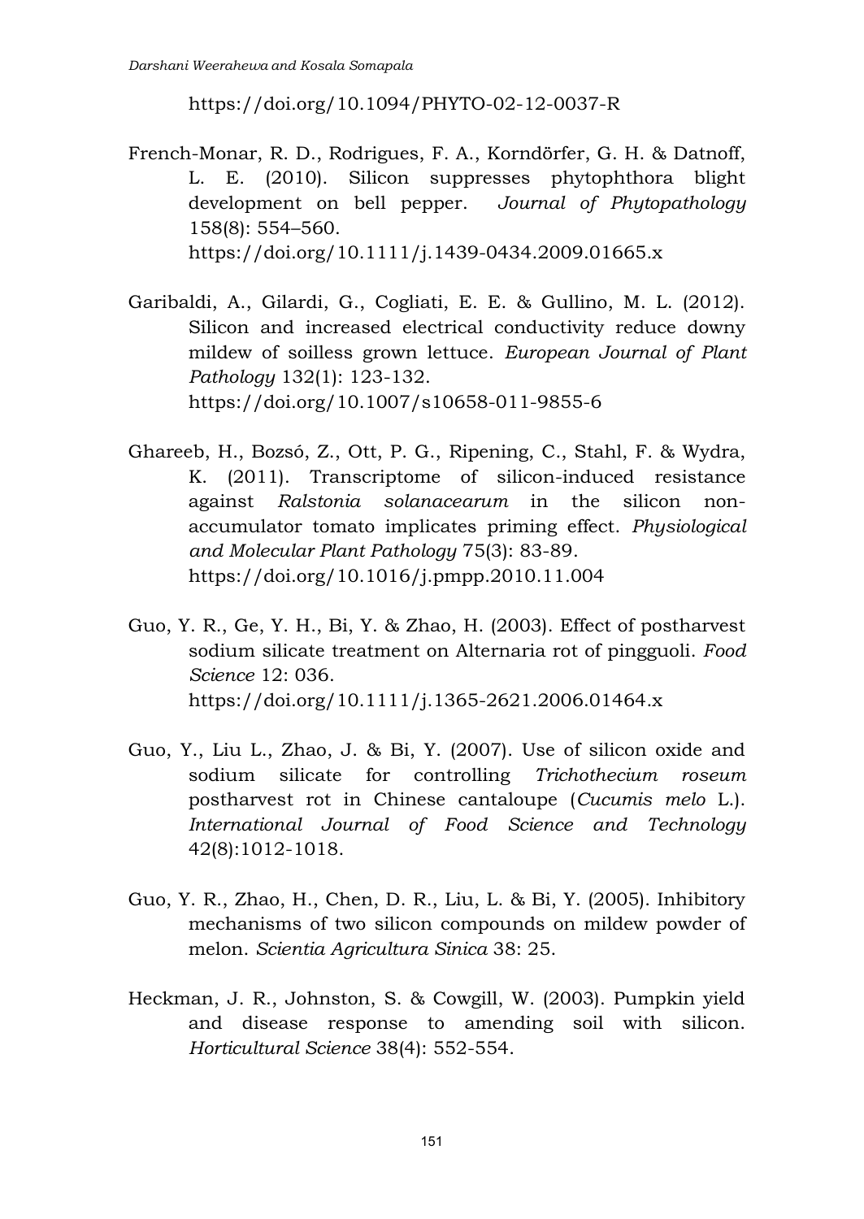https://doi.org/10.1094/PHYTO-02-12-0037-R

French-Monar, R. D., Rodrigues, F. A., Korndörfer, G. H. & Datnoff, L. E. (2010). Silicon suppresses phytophthora blight development on bell pepper. *Journal of Phytopathology* 158(8): 554–560. https://doi.org/10.1111/j.1439-0434.2009.01665.x

Garibaldi, A., Gilardi, G., Cogliati, E. E. & Gullino, M. L. (2012). Silicon and increased electrical conductivity reduce downy mildew of soilless grown lettuce. *European Journal of Plant Pathology* 132(1): 123-132. https://doi.org/10.1007/s10658-011-9855-6

Ghareeb, H., Bozsó, Z., Ott, P. G., Ripening, C., Stahl, F. & Wydra, K. (2011). Transcriptome of silicon-induced resistance against *Ralstonia solanacearum* in the silicon non-accumulator tomato implicates priming effect. *Physiological and Molecular Plant Pathology* 75(3): 83-89. https://doi.org/10.1016/j.pmpp.2010.11.004

Guo, Y. R., Ge, Y. H., Bi, Y. & Zhao, H. (2003). Effect of postharvest sodium silicate treatment on Alternaria rot of pingguoli. *Food Science* 12: 036. https://doi.org/10.1111/j.1365-2621.2006.01464.x

Guo, Y., Liu L., Zhao, J. & Bi, Y. (2007). Use of silicon oxide and sodium silicate for controlling *Trichothecium roseum* postharvest rot in Chinese cantaloupe (*Cucumis melo* L.). *International Journal of Food Science and Technology* 42(8):1012-1018.

Guo, Y. R., Zhao, H., Chen, D. R., Liu, L. & Bi, Y. (2005). Inhibitory mechanisms of two silicon compounds on mildew powder of melon. *Scientia Agricultura Sinica* 38: 25.

Heckman, J. R., Johnston, S. & Cowgill, W. (2003). Pumpkin yield and disease response to amending soil with silicon. *Horticultural Science* 38(4): 552-554.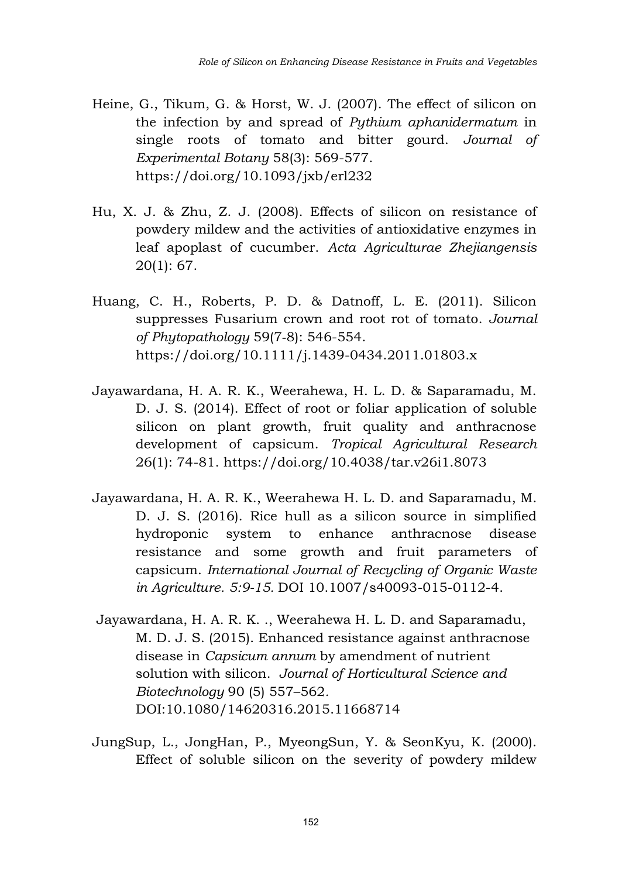Heine, G., Tikum, G. & Horst, W. J. (2007). The effect of silicon on the infection by and spread of *Pythium aphanidermatum* in single roots of tomato and bitter gourd. *Journal of Experimental Botany* 58(3): 569-577. https://doi.org/10.1093/jxb/erl232

Hu, X. J. & Zhu, Z. J. (2008). Effects of silicon on resistance of powdery mildew and the activities of antioxidative enzymes in leaf apoplast of cucumber. *Acta Agriculturae Zhejiangensis* 20(1): 67.

Huang, C. H., Roberts, P. D. & Datnoff, L. E. (2011). Silicon suppresses Fusarium crown and root rot of tomato. *Journal of Phytopathology* 59(7-8): 546-554. https://doi.org/10.1111/j.1439-0434.2011.01803.x

Jayawardana, H. A. R. K., Weerahewa, H. L. D. & Saparamadu, M. D. J. S. (2014). Effect of root or foliar application of soluble silicon on plant growth, fruit quality and anthracnose development of capsicum. *Tropical Agricultural Research* 26(1): 74-81. https://doi.org/10.4038/tar.v26i1.8073

Jayawardana, H. A. R. K., Weerahewa H. L. D. and Saparamadu, M. D. J. S. (2016). Rice hull as a silicon source in simplified hydroponic system to enhance anthracnose disease resistance and some growth and fruit parameters of capsicum. *International Journal of Recycling of Organic Waste in Agriculture. 5:9-15.* DOI 10.1007/s40093-015-0112-4.

Jayawardana, H. A. R. K. ., Weerahewa H. L. D. and Saparamadu, M. D. J. S. (2015). Enhanced resistance against anthracnose disease in *Capsicum annum* by amendment of nutrient solution with silicon. *Journal of Horticultural Science and Biotechnology* 90 (5) 557–562. DOI:10.1080/14620316.2015.11668714

JungSup, L., JongHan, P., MyeongSun, Y. & SeonKyu, K. (2000). Effect of soluble silicon on the severity of powdery mildew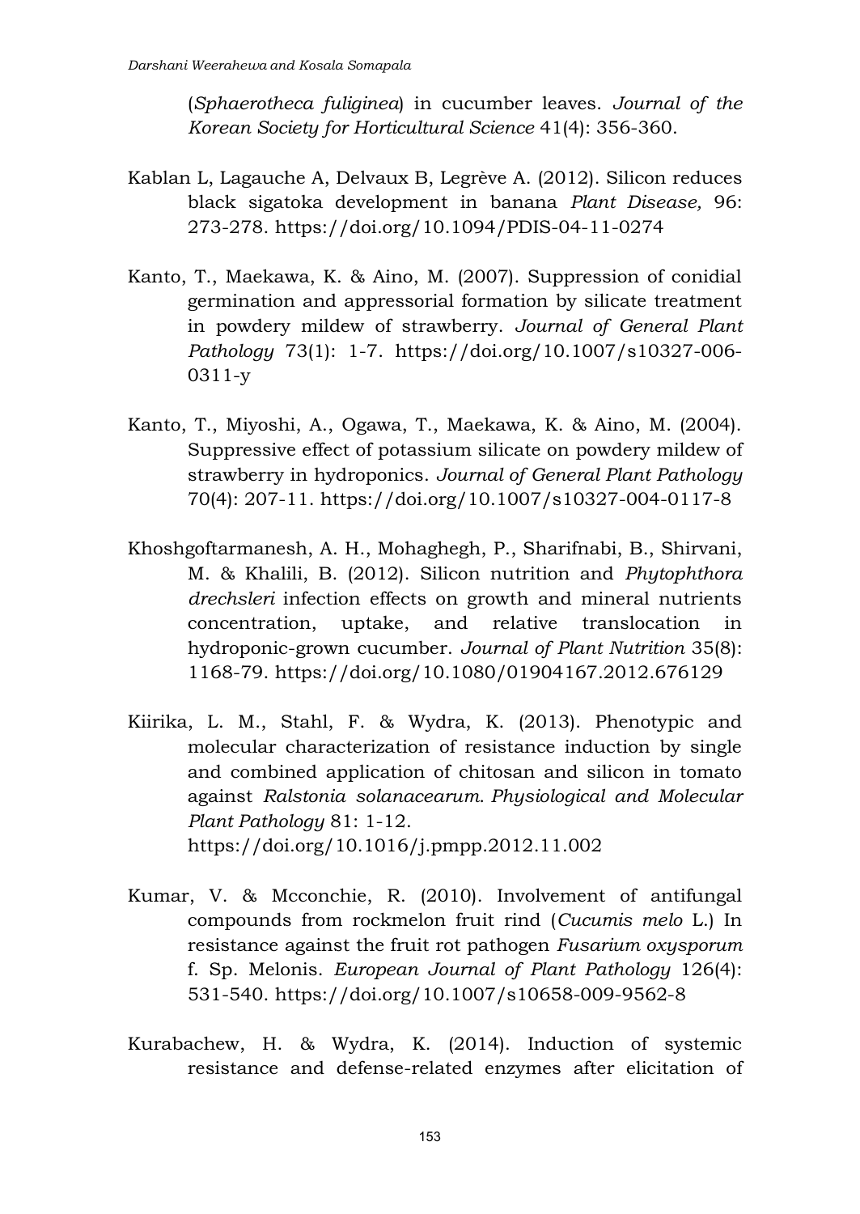(*Sphaerotheca fuliginea*) in cucumber leaves. *Journal of the Korean Society for Horticultural Science* 41(4): 356-360.

Kablan L, Lagauche A, Delvaux B, Legrève A. (2012). Silicon reduces black sigatoka development in banana *Plant Disease,* 96: 273-278. https://doi.org/10.1094/PDIS-04-11-0274

Kanto, T., Maekawa, K. & Aino, M. (2007). Suppression of conidial germination and appressorial formation by silicate treatment in powdery mildew of strawberry. *Journal of General Plant Pathology* 73(1): 1-7. https://doi.org/10.1007/s10327-006-0311-y

Kanto, T., Miyoshi, A., Ogawa, T., Maekawa, K. & Aino, M. (2004). Suppressive effect of potassium silicate on powdery mildew of strawberry in hydroponics. *Journal of General Plant Pathology* 70(4): 207-11. https://doi.org/10.1007/s10327-004-0117-8

Khoshgoftarmanesh, A. H., Mohaghegh, P., Sharifnabi, B., Shirvani, M. & Khalili, B. (2012). Silicon nutrition and *Phytophthora drechsleri* infection effects on growth and mineral nutrients concentration, uptake, and relative translocation in hydroponic-grown cucumber. *Journal of Plant Nutrition* 35(8): 1168-79. https://doi.org/10.1080/01904167.2012.676129

Kiirika, L. M., Stahl, F. & Wydra, K. (2013). Phenotypic and molecular characterization of resistance induction by single and combined application of chitosan and silicon in tomato against *Ralstonia solanacearum*. *Physiological and Molecular Plant Pathology* 81: 1-12. https://doi.org/10.1016/j.pmpp.2012.11.002

Kumar, V. & Mcconchie, R. (2010). Involvement of antifungal compounds from rockmelon fruit rind (*Cucumis melo* L.) In resistance against the fruit rot pathogen *Fusarium oxysporum* f. Sp. Melonis. *European Journal of Plant Pathology* 126(4): 531-540. https://doi.org/10.1007/s10658-009-9562-8

Kurabachew, H. & Wydra, K. (2014). Induction of systemic resistance and defense-related enzymes after elicitation of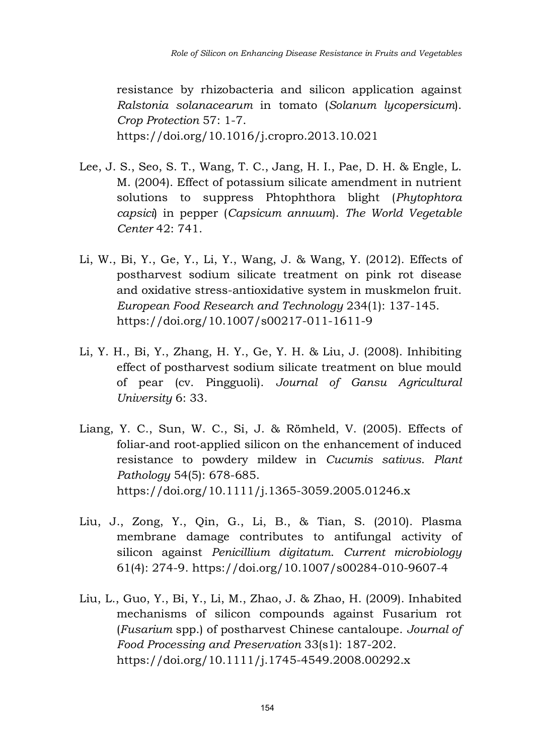resistance by rhizobacteria and silicon application against *Ralstonia solanacearum* in tomato (*Solanum lycopersicum*). *Crop Protection* 57: 1-7. https://doi.org/10.1016/j.cropro.2013.10.021

Lee, J. S., Seo, S. T., Wang, T. C., Jang, H. I., Pae, D. H. & Engle, L. M. (2004). Effect of potassium silicate amendment in nutrient solutions to suppress Phtophthora blight (*Phytophtora capsici*) in pepper (*Capsicum annuum*). *The World Vegetable Center* 42: 741.

Li, W., Bi, Y., Ge, Y., Li, Y., Wang, J. & Wang, Y. (2012). Effects of postharvest sodium silicate treatment on pink rot disease and oxidative stress-antioxidative system in muskmelon fruit. *European Food Research and Technology* 234(1): 137-145. https://doi.org/10.1007/s00217-011-1611-9

Li, Y. H., Bi, Y., Zhang, H. Y., Ge, Y. H. & Liu, J. (2008). Inhibiting effect of postharvest sodium silicate treatment on blue mould of pear (cv. Pingguoli). *Journal of Gansu Agricultural University* 6: 33.

Liang, Y. C., Sun, W. C., Si, J. & Römheld, V. (2005). Effects of foliar-and root-applied silicon on the enhancement of induced resistance to powdery mildew in *Cucumis sativus*. *Plant Pathology* 54(5): 678-685. https://doi.org/10.1111/j.1365-3059.2005.01246.x

Liu, J., Zong, Y., Qin, G., Li, B., & Tian, S. (2010). Plasma membrane damage contributes to antifungal activity of silicon against *Penicillium digitatum*. *Current microbiology* 61(4): 274-9. https://doi.org/10.1007/s00284-010-9607-4

Liu, L., Guo, Y., Bi, Y., Li, M., Zhao, J. & Zhao, H. (2009). Inhabited mechanisms of silicon compounds against Fusarium rot (*Fusarium* spp.) of postharvest Chinese cantaloupe. *Journal of Food Processing and Preservation* 33(s1): 187-202. https://doi.org/10.1111/j.1745-4549.2008.00292.x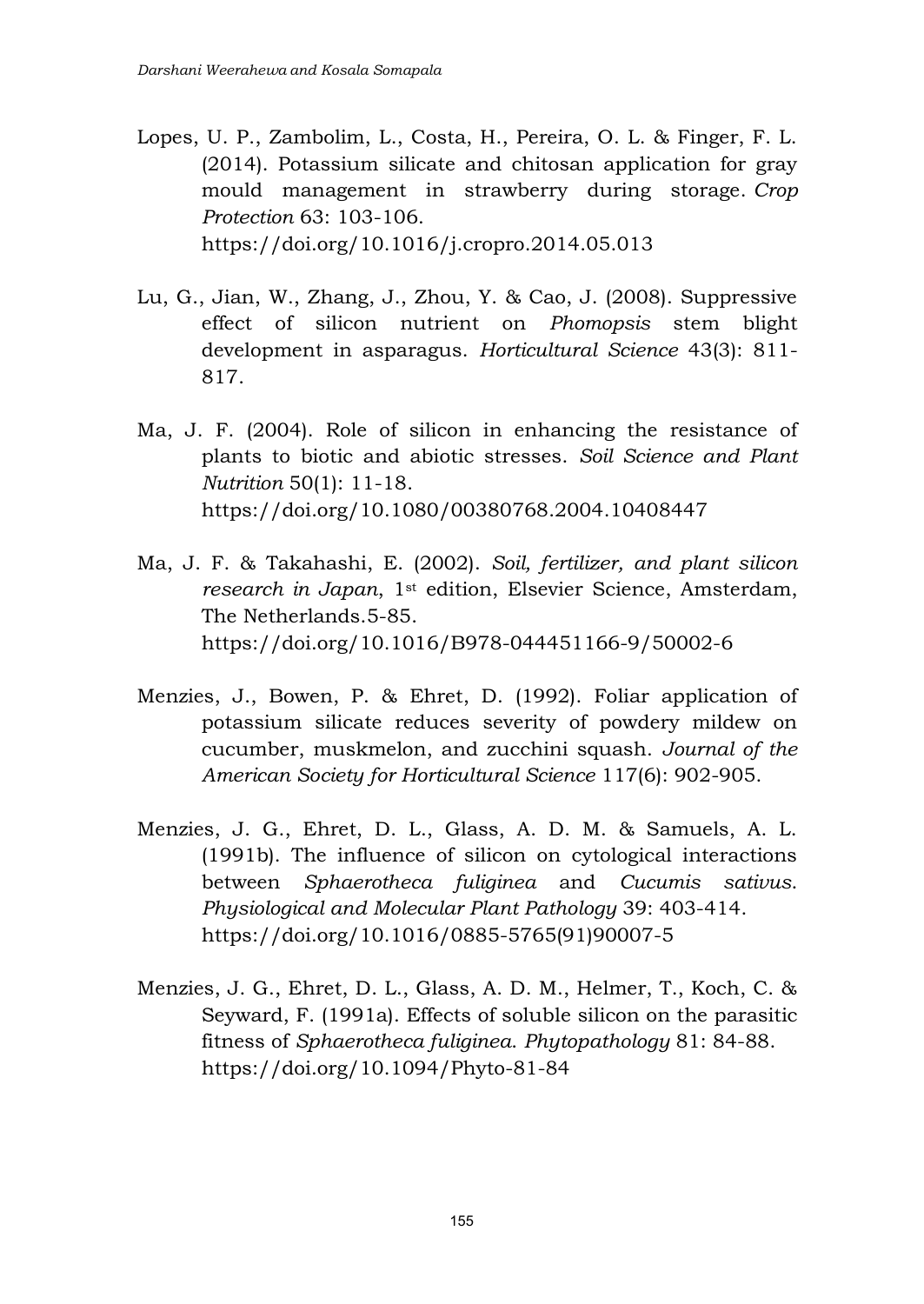Lopes, U. P., Zambolim, L., Costa, H., Pereira, O. L. & Finger, F. L. (2014). Potassium silicate and chitosan application for gray mould management in strawberry during storage. *Crop Protection* 63: 103-106. https://doi.org/10.1016/j.cropro.2014.05.013

Lu, G., Jian, W., Zhang, J., Zhou, Y. & Cao, J. (2008). Suppressive effect of silicon nutrient on *Phomopsis* stem blight development in asparagus. *Horticultural Science* 43(3): 811-817.

Ma, J. F. (2004). Role of silicon in enhancing the resistance of plants to biotic and abiotic stresses. *Soil Science and Plant Nutrition* 50(1): 11-18. https://doi.org/10.1080/00380768.2004.10408447

Ma, J. F. & Takahashi, E. (2002). *Soil, fertilizer, and plant silicon research in Japan*, 1st edition, Elsevier Science, Amsterdam, The Netherlands.5-85. https://doi.org/10.1016/B978-044451166-9/50002-6

Menzies, J., Bowen, P. & Ehret, D. (1992). Foliar application of potassium silicate reduces severity of powdery mildew on cucumber, muskmelon, and zucchini squash. *Journal of the American Society for Horticultural Science* 117(6): 902-905.

Menzies, J. G., Ehret, D. L., Glass, A. D. M. & Samuels, A. L. (1991b). The influence of silicon on cytological interactions between *Sphaerotheca fuliginea* and *Cucumis sativus*. *Physiological and Molecular Plant Pathology* 39: 403-414. https://doi.org/10.1016/0885-5765(91)90007-5

Menzies, J. G., Ehret, D. L., Glass, A. D. M., Helmer, T., Koch, C. & Seyward, F. (1991a). Effects of soluble silicon on the parasitic fitness of *Sphaerotheca fuliginea*. *Phytopathology* 81: 84-88. https://doi.org/10.1094/Phyto-81-84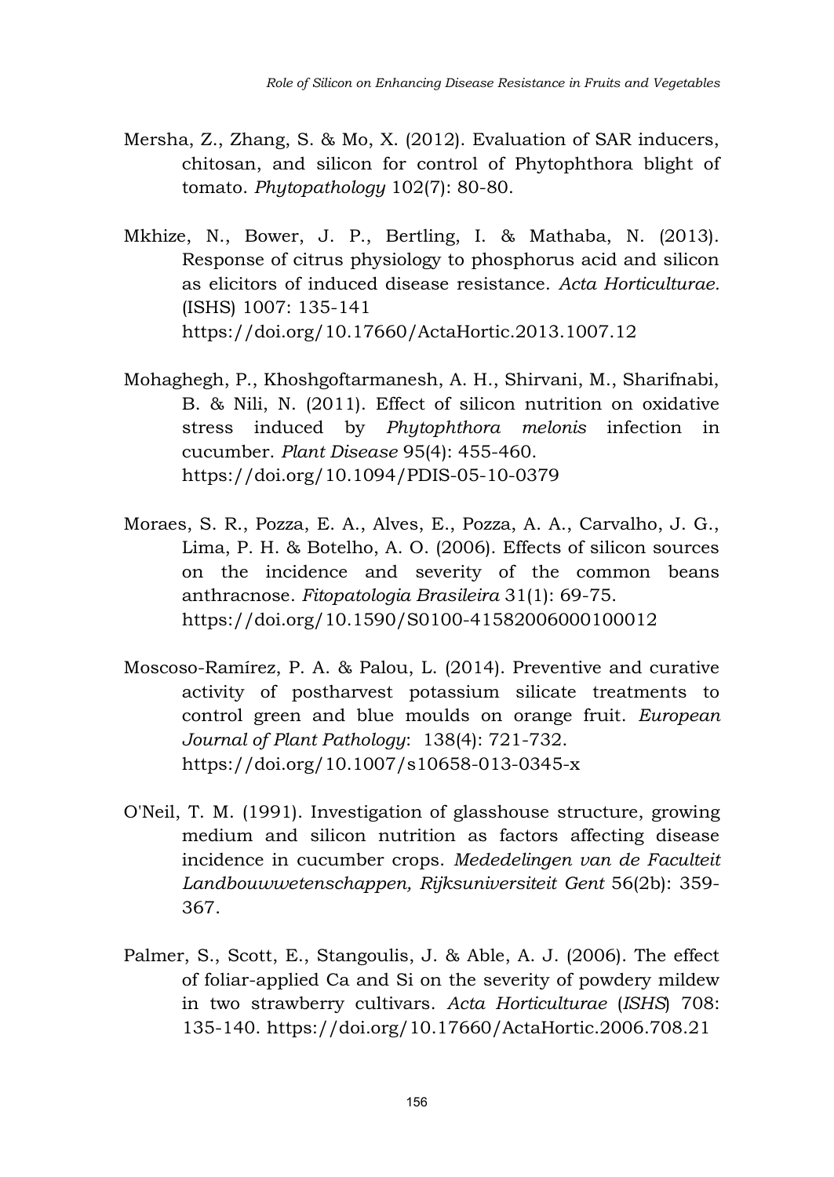Mersha, Z., Zhang, S. & Mo, X. (2012). Evaluation of SAR inducers, chitosan, and silicon for control of Phytophthora blight of tomato. *Phytopathology* 102(7): 80-80.

Mkhize, N., Bower, J. P., Bertling, I. & Mathaba, N. (2013). Response of citrus physiology to phosphorus acid and silicon as elicitors of induced disease resistance. *Acta Horticulturae.* (ISHS) 1007: 135-141 https://doi.org/10.17660/ActaHortic.2013.1007.12

Mohaghegh, P., Khoshgoftarmanesh, A. H., Shirvani, M., Sharifnabi, B. & Nili, N. (2011). Effect of silicon nutrition on oxidative stress induced by *Phytophthora melonis* infection in cucumber. *Plant Disease* 95(4): 455-460. https://doi.org/10.1094/PDIS-05-10-0379

Moraes, S. R., Pozza, E. A., Alves, E., Pozza, A. A., Carvalho, J. G., Lima, P. H. & Botelho, A. O. (2006). Effects of silicon sources on the incidence and severity of the common beans anthracnose. *Fitopatologia Brasileira* 31(1): 69-75. https://doi.org/10.1590/S0100-41582006000100012

Moscoso-Ramírez, P. A. & Palou, L. (2014). Preventive and curative activity of postharvest potassium silicate treatments to control green and blue moulds on orange fruit. *European Journal of Plant Pathology*: 138(4): 721-732. https://doi.org/10.1007/s10658-013-0345-x

O'Neil, T. M. (1991). Investigation of glasshouse structure, growing medium and silicon nutrition as factors affecting disease incidence in cucumber crops. *Mededelingen van de Faculteit Landbouwwetenschappen, Rijksuniversiteit Gent* 56(2b): 359-367.

Palmer, S., Scott, E., Stangoulis, J. & Able, A. J. (2006). The effect of foliar-applied Ca and Si on the severity of powdery mildew in two strawberry cultivars. *Acta Horticulturae* (*ISHS*) 708: 135-140. https://doi.org/10.17660/ActaHortic.2006.708.21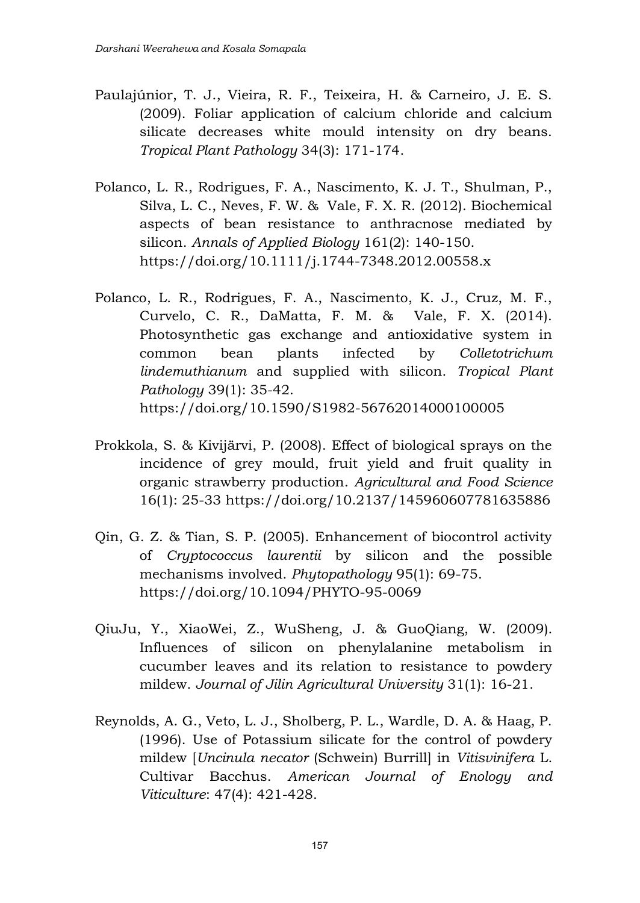Paulajúnior, T. J., Vieira, R. F., Teixeira, H. & Carneiro, J. E. S. (2009). Foliar application of calcium chloride and calcium silicate decreases white mould intensity on dry beans. *Tropical Plant Pathology* 34(3): 171-174.

Polanco, L. R., Rodrigues, F. A., Nascimento, K. J. T., Shulman, P., Silva, L. C., Neves, F. W. & Vale, F. X. R. (2012). Biochemical aspects of bean resistance to anthracnose mediated by silicon. *Annals of Applied Biology* 161(2): 140-150. https://doi.org/10.1111/j.1744-7348.2012.00558.x

Polanco, L. R., Rodrigues, F. A., Nascimento, K. J., Cruz, M. F., Curvelo, C. R., DaMatta, F. M. & Vale, F. X. (2014). Photosynthetic gas exchange and antioxidative system in common bean plants infected by *Colletotrichum lindemuthianum* and supplied with silicon. *Tropical Plant Pathology* 39(1): 35-42. https://doi.org/10.1590/S1982-56762014000100005

Prokkola, S. & Kivijärvi, P. (2008). Effect of biological sprays on the incidence of grey mould, fruit yield and fruit quality in organic strawberry production. *Agricultural and Food Science* 16(1): 25-33 https://doi.org/10.2137/145960607781635886

Qin, G. Z. & Tian, S. P. (2005). Enhancement of biocontrol activity of *Cryptococcus laurentii* by silicon and the possible mechanisms involved. *Phytopathology* 95(1): 69-75. https://doi.org/10.1094/PHYTO-95-0069

QiuJu, Y., XiaoWei, Z., WuSheng, J. & GuoQiang, W. (2009). Influences of silicon on phenylalanine metabolism in cucumber leaves and its relation to resistance to powdery mildew. *Journal of Jilin Agricultural University* 31(1): 16-21.

Reynolds, A. G., Veto, L. J., Sholberg, P. L., Wardle, D. A. & Haag, P. (1996). Use of Potassium silicate for the control of powdery mildew [*Uncinula necator* (Schwein) Burrill] in *Vitisvinifera* L. Cultivar Bacchus. *American Journal of Enology and Viticulture*: 47(4): 421-428.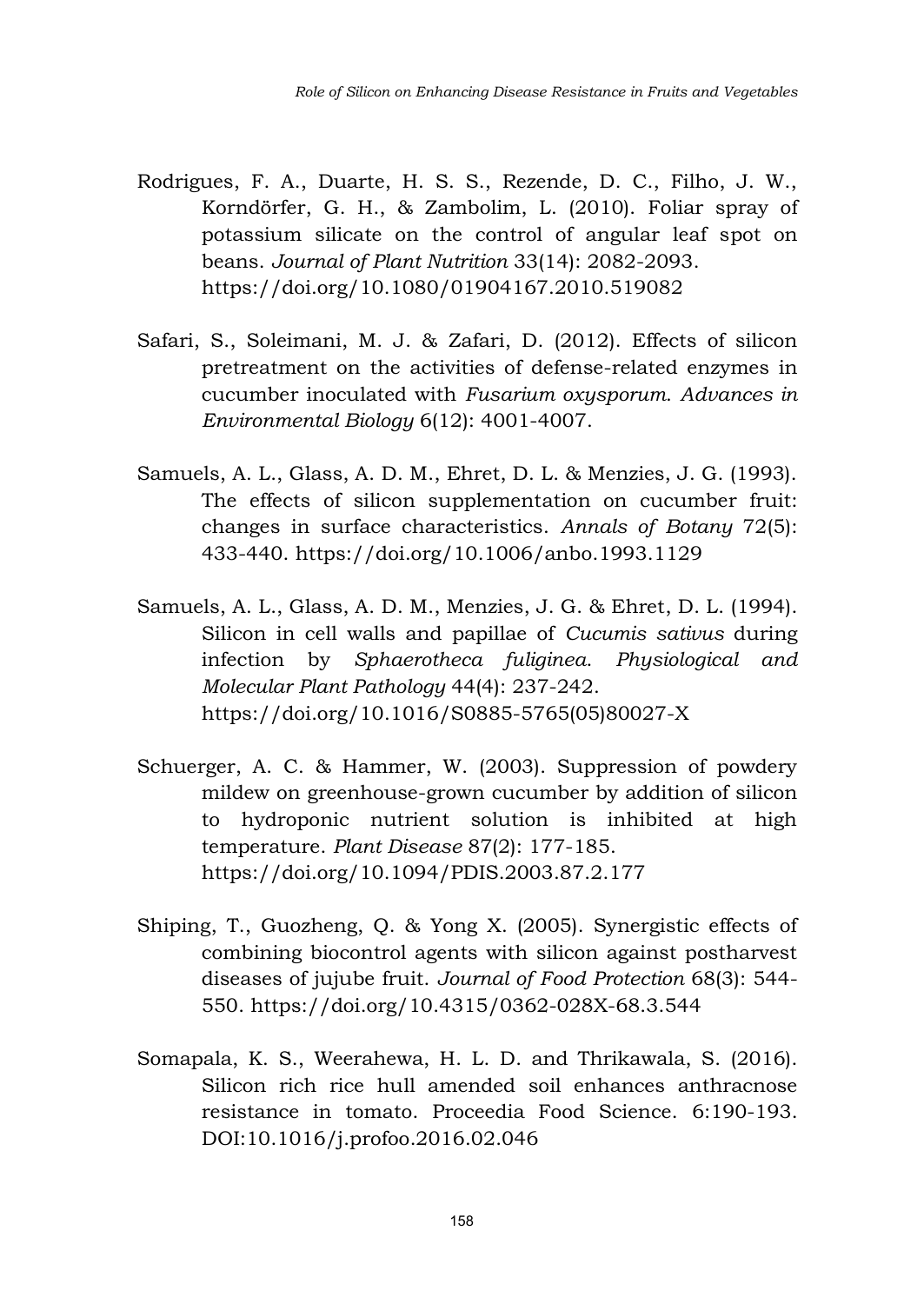Rodrigues, F. A., Duarte, H. S. S., Rezende, D. C., Filho, J. W., Korndörfer, G. H., & Zambolim, L. (2010). Foliar spray of potassium silicate on the control of angular leaf spot on beans. *Journal of Plant Nutrition* 33(14): 2082-2093. https://doi.org/10.1080/01904167.2010.519082

Safari, S., Soleimani, M. J. & Zafari, D. (2012). Effects of silicon pretreatment on the activities of defense-related enzymes in cucumber inoculated with *Fusarium oxysporum*. *Advances in Environmental Biology* 6(12): 4001-4007.

Samuels, A. L., Glass, A. D. M., Ehret, D. L. & Menzies, J. G. (1993). The effects of silicon supplementation on cucumber fruit: changes in surface characteristics. *Annals of Botany* 72(5): 433-440. https://doi.org/10.1006/anbo.1993.1129

Samuels, A. L., Glass, A. D. M., Menzies, J. G. & Ehret, D. L. (1994). Silicon in cell walls and papillae of *Cucumis sativus* during infection by *Sphaerotheca fuliginea*. *Physiological and Molecular Plant Pathology* 44(4): 237-242. https://doi.org/10.1016/S0885-5765(05)80027-X

Schuerger, A. C. & Hammer, W. (2003). Suppression of powdery mildew on greenhouse-grown cucumber by addition of silicon to hydroponic nutrient solution is inhibited at high temperature. *Plant Disease* 87(2): 177-185. https://doi.org/10.1094/PDIS.2003.87.2.177

Shiping, T., Guozheng, Q. & Yong X. (2005). Synergistic effects of combining biocontrol agents with silicon against postharvest diseases of jujube fruit. *Journal of Food Protection* 68(3): 544-550. https://doi.org/10.4315/0362-028X-68.3.544

Somapala, K. S., Weerahewa, H. L. D. and Thrikawala, S. (2016). Silicon rich rice hull amended soil enhances anthracnose resistance in tomato. Proceedia Food Science. 6:190-193. DOI:10.1016/j.profoo.2016.02.046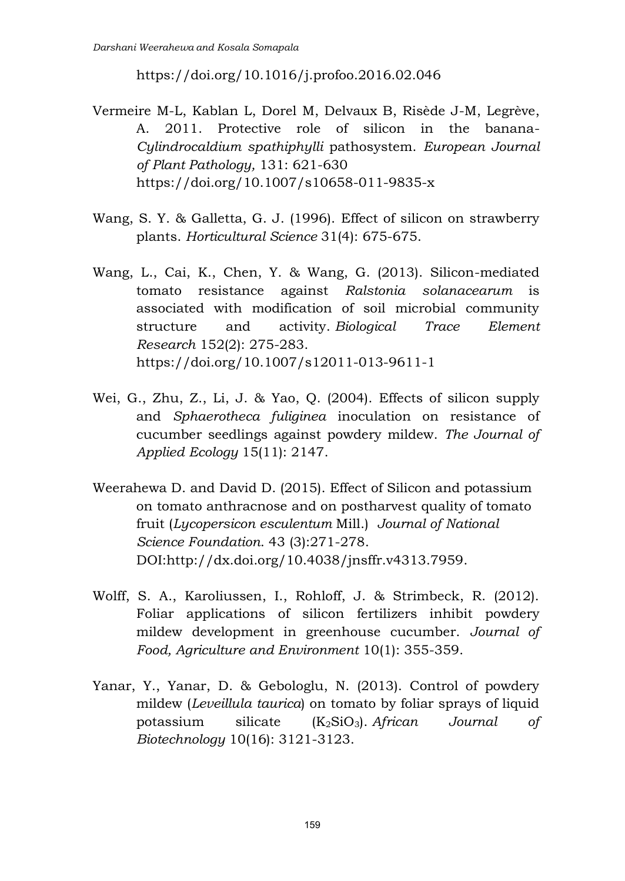https://doi.org/10.1016/j.profoo.2016.02.046

Vermeire M-L, Kablan L, Dorel M, Delvaux B, Risède J-M, Legrève, A. 2011. Protective role of silicon in the banana-*Cylindrocaldium spathiphylli* pathosystem. *European Journal of Plant Pathology,* 131: 621-630 https://doi.org/10.1007/s10658-011-9835-x

Wang, S. Y. & Galletta, G. J. (1996). Effect of silicon on strawberry plants. *Horticultural Science* 31(4): 675-675.

Wang, L., Cai, K., Chen, Y. & Wang, G. (2013). Silicon-mediated tomato resistance against *Ralstonia solanacearum* is associated with modification of soil microbial community structure and activity. *Biological Trace Element Research* 152(2): 275-283. https://doi.org/10.1007/s12011-013-9611-1

Wei, G., Zhu, Z., Li, J. & Yao, Q. (2004). Effects of silicon supply and *Sphaerotheca fuliginea* inoculation on resistance of cucumber seedlings against powdery mildew. *The Journal of Applied Ecology* 15(11): 2147.

Weerahewa D. and David D. (2015). Effect of Silicon and potassium on tomato anthracnose and on postharvest quality of tomato fruit (*Lycopersicon esculentum* Mill.) *Journal of National Science Foundation.* 43 (3):271-278. DOI:http://dx.doi.org/10.4038/jnsffr.v4313.7959.

Wolff, S. A., Karoliussen, I., Rohloff, J. & Strimbeck, R. (2012). Foliar applications of silicon fertilizers inhibit powdery mildew development in greenhouse cucumber. *Journal of Food, Agriculture and Environment* 10(1): 355-359.

Yanar, Y., Yanar, D. & Gebologlu, N. (2013). Control of powdery mildew (*Leveillula taurica*) on tomato by foliar sprays of liquid potassium silicate ($K_2SiO_3$). *African Journal of Biotechnology* 10(16): 3121-3123.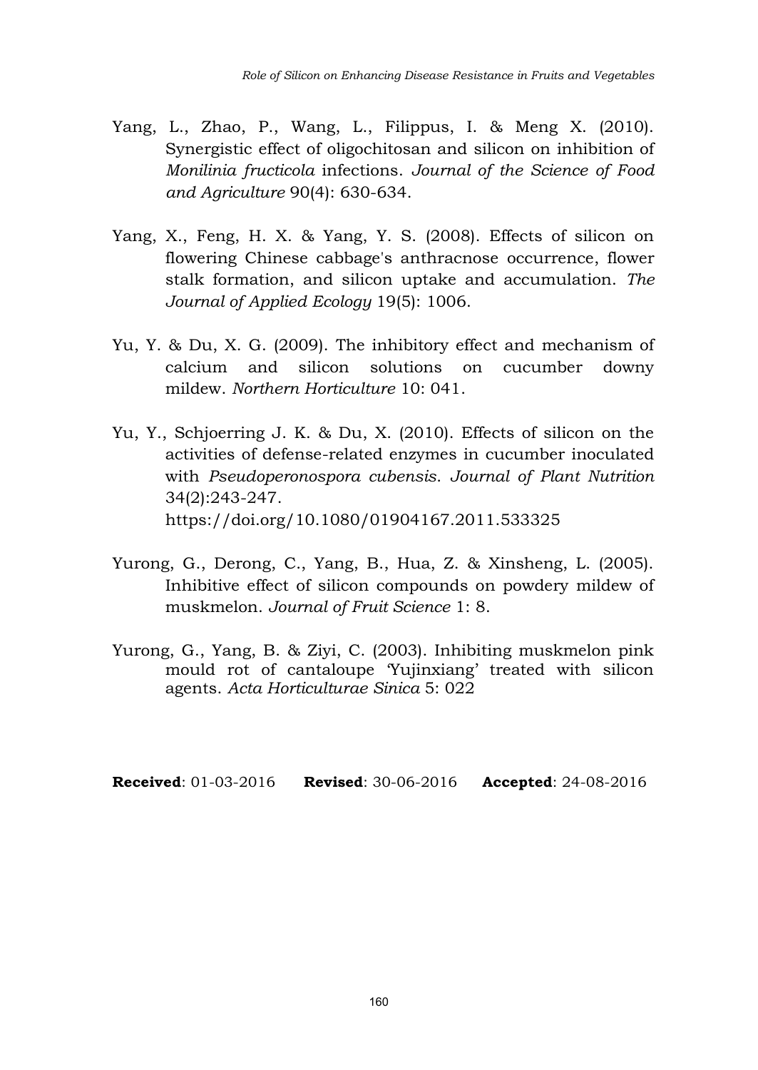Yang, L., Zhao, P., Wang, L., Filippus, I. & Meng X. (2010). Synergistic effect of oligochitosan and silicon on inhibition of *Monilinia fructicola* infections. *Journal of the Science of Food and Agriculture* 90(4): 630-634.

Yang, X., Feng, H. X. & Yang, Y. S. (2008). Effects of silicon on flowering Chinese cabbage's anthracnose occurrence, flower stalk formation, and silicon uptake and accumulation. *The Journal of Applied Ecology* 19(5): 1006.

Yu, Y. & Du, X. G. (2009). The inhibitory effect and mechanism of calcium and silicon solutions on cucumber downy mildew. *Northern Horticulture* 10: 041.

Yu, Y., Schjoerring J. K. & Du, X. (2010). Effects of silicon on the activities of defense-related enzymes in cucumber inoculated with *Pseudoperonospora cubensis*. *Journal of Plant Nutrition* 34(2):243-247. https://doi.org/10.1080/01904167.2011.533325

Yurong, G., Derong, C., Yang, B., Hua, Z. & Xinsheng, L. (2005). Inhibitive effect of silicon compounds on powdery mildew of muskmelon. *Journal of Fruit Science* 1: 8.

Yurong, G., Yang, B. & Ziyi, C. (2003). Inhibiting muskmelon pink mould rot of cantaloupe 'Yujinxiang' treated with silicon agents. *Acta Horticulturae Sinica* 5: 022

**Received**: 01-03-2016 **Revised**: 30-06-2016 **Accepted**: 24-08-2016